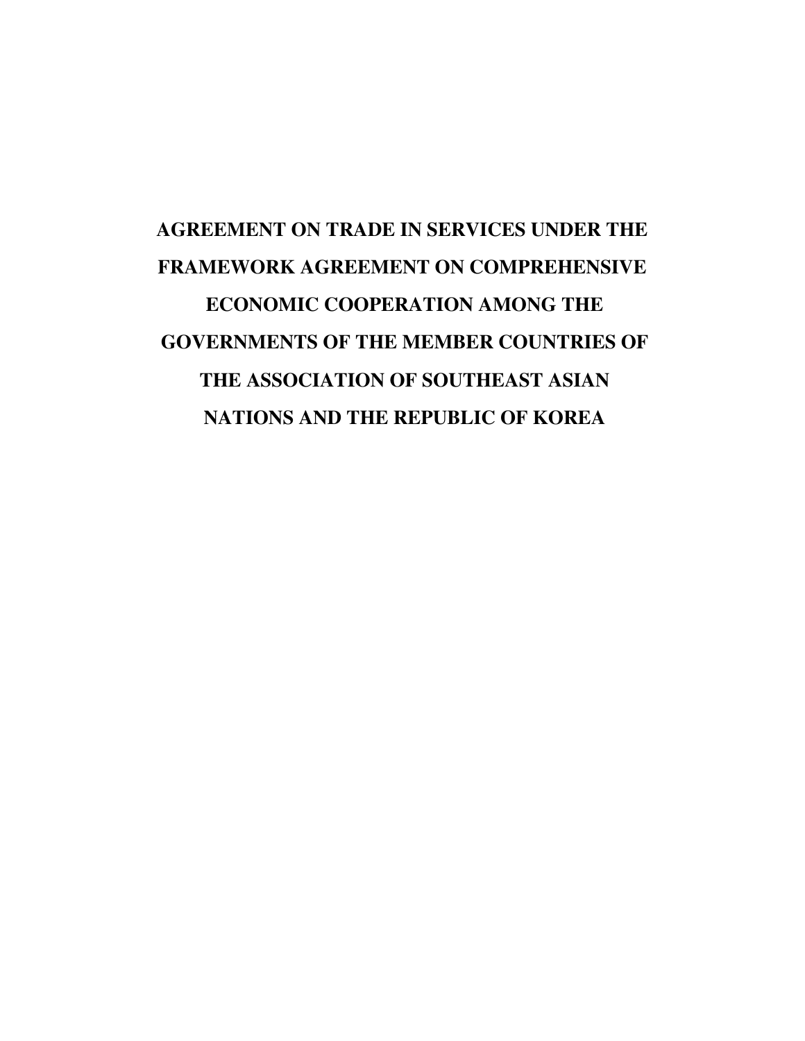# AGREEMENT ON TRADE IN SERVICES UNDER THE FRAMEWORK AGREEMENT ON COMPREHENSIVE ECONOMIC COOPERATION AMONG THE GOVERNMENTS OF THE MEMBER COUNTRIES OF THE ASSOCIATION OF SOUTHEAST ASIAN NATIONS AND THE REPUBLIC OF KOREA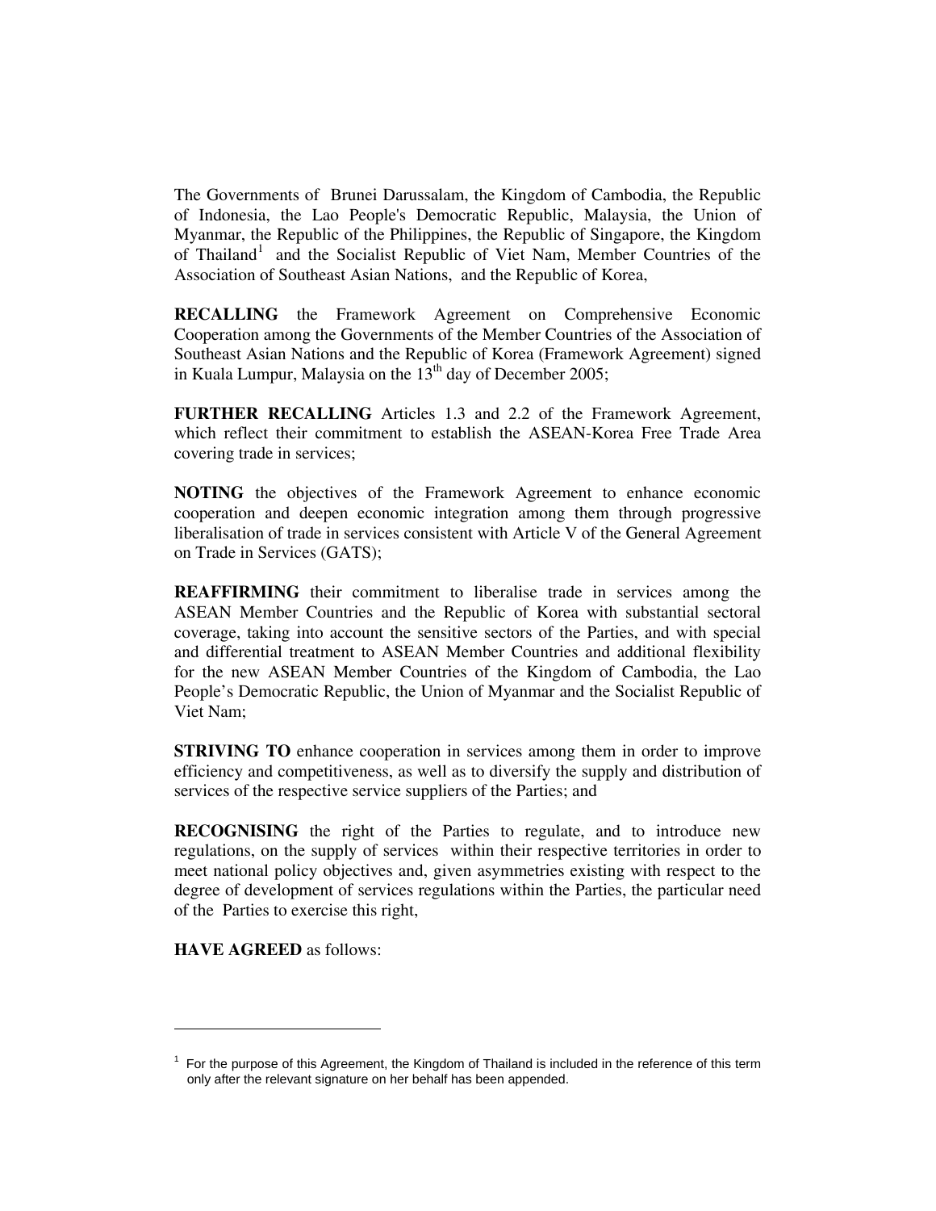The Governments of Brunei Darussalam, the Kingdom of Cambodia, the Republic of Indonesia, the Lao People's Democratic Republic, Malaysia, the Union of Myanmar, the Republic of the Philippines, the Republic of Singapore, the Kingdom of Thailand[1] and the Socialist Republic of Viet Nam, Member Countries of the Association of Southeast Asian Nations, and the Republic of Korea,

**RECALLING** the Framework Agreement on Comprehensive Economic Cooperation among the Governments of the Member Countries of the Association of Southeast Asian Nations and the Republic of Korea (Framework Agreement) signed in Kuala Lumpur, Malaysia on the 13th day of December 2005;

**FURTHER RECALLING** Articles 1.3 and 2.2 of the Framework Agreement, which reflect their commitment to establish the ASEAN-Korea Free Trade Area covering trade in services;

**NOTING** the objectives of the Framework Agreement to enhance economic cooperation and deepen economic integration among them through progressive liberalisation of trade in services consistent with Article V of the General Agreement on Trade in Services (GATS);

**REAFFIRMING** their commitment to liberalise trade in services among the ASEAN Member Countries and the Republic of Korea with substantial sectoral coverage, taking into account the sensitive sectors of the Parties, and with special and differential treatment to ASEAN Member Countries and additional flexibility for the new ASEAN Member Countries of the Kingdom of Cambodia, the Lao People's Democratic Republic, the Union of Myanmar and the Socialist Republic of Viet Nam;

**STRIVING TO** enhance cooperation in services among them in order to improve efficiency and competitiveness, as well as to diversify the supply and distribution of services of the respective service suppliers of the Parties; and

**RECOGNISING** the right of the Parties to regulate, and to introduce new regulations, on the supply of services within their respective territories in order to meet national policy objectives and, given asymmetries existing with respect to the degree of development of services regulations within the Parties, the particular need of the Parties to exercise this right,

**HAVE AGREED** as follows:

---

[1] For the purpose of this Agreement, the Kingdom of Thailand is included in the reference of this term only after the relevant signature on her behalf has been appended.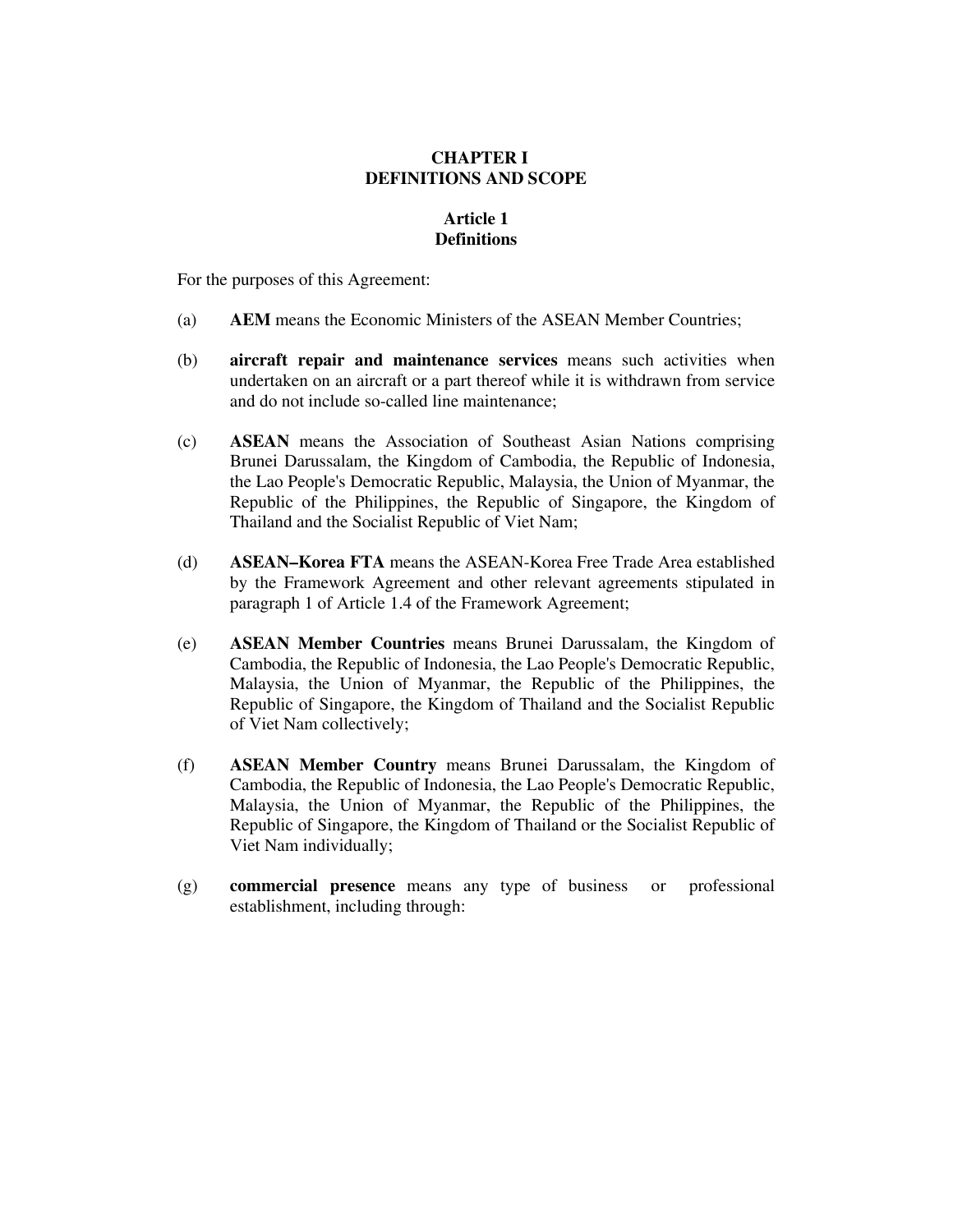## CHAPTER I
## DEFINITIONS AND SCOPE

### Article 1
### Definitions

For the purposes of this Agreement:

(a) **AEM** means the Economic Ministers of the ASEAN Member Countries;

(b) **aircraft repair and maintenance services** means such activities when undertaken on an aircraft or a part thereof while it is withdrawn from service and do not include so-called line maintenance;

(c) **ASEAN** means the Association of Southeast Asian Nations comprising Brunei Darussalam, the Kingdom of Cambodia, the Republic of Indonesia, the Lao People's Democratic Republic, Malaysia, the Union of Myanmar, the Republic of the Philippines, the Republic of Singapore, the Kingdom of Thailand and the Socialist Republic of Viet Nam;

(d) **ASEAN–Korea FTA** means the ASEAN-Korea Free Trade Area established by the Framework Agreement and other relevant agreements stipulated in paragraph 1 of Article 1.4 of the Framework Agreement;

(e) **ASEAN Member Countries** means Brunei Darussalam, the Kingdom of Cambodia, the Republic of Indonesia, the Lao People's Democratic Republic, Malaysia, the Union of Myanmar, the Republic of the Philippines, the Republic of Singapore, the Kingdom of Thailand and the Socialist Republic of Viet Nam collectively;

(f) **ASEAN Member Country** means Brunei Darussalam, the Kingdom of Cambodia, the Republic of Indonesia, the Lao People's Democratic Republic, Malaysia, the Union of Myanmar, the Republic of the Philippines, the Republic of Singapore, the Kingdom of Thailand or the Socialist Republic of Viet Nam individually;

(g) **commercial presence** means any type of business or professional establishment, including through: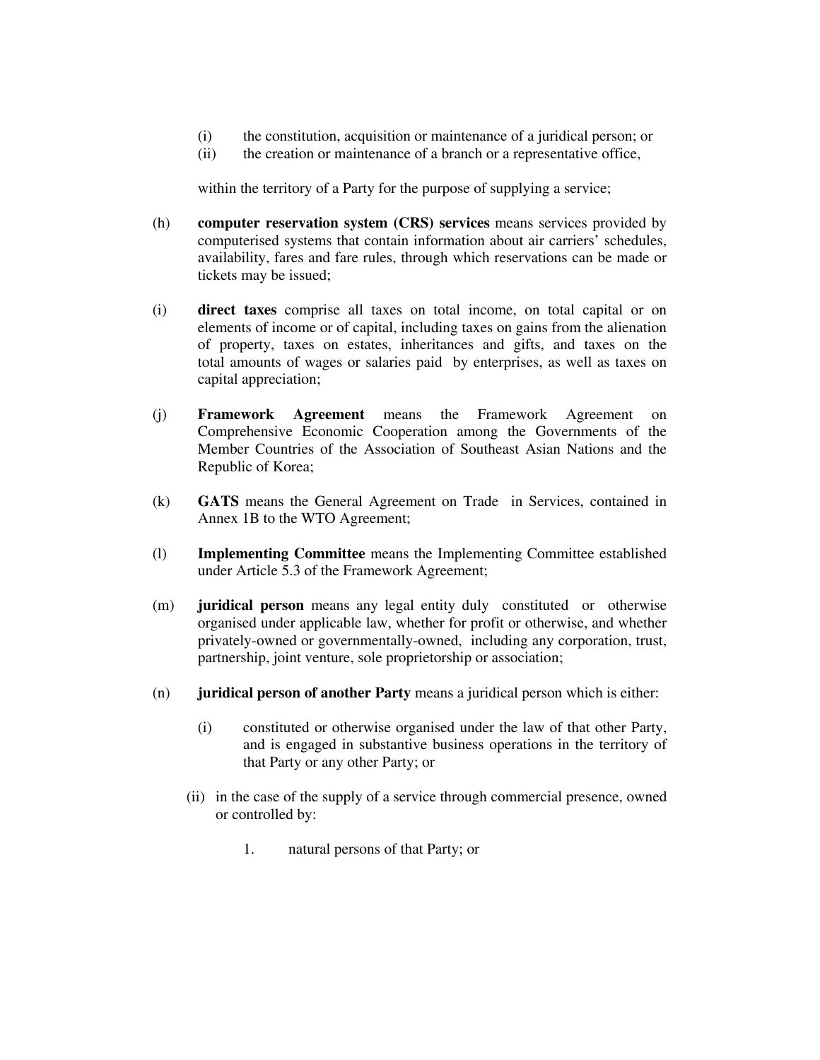(i) the constitution, acquisition or maintenance of a juridical person; or
(ii) the creation or maintenance of a branch or a representative office,

within the territory of a Party for the purpose of supplying a service;

(h) **computer reservation system (CRS) services** means services provided by computerised systems that contain information about air carriers' schedules, availability, fares and fare rules, through which reservations can be made or tickets may be issued;

(i) **direct taxes** comprise all taxes on total income, on total capital or on elements of income or of capital, including taxes on gains from the alienation of property, taxes on estates, inheritances and gifts, and taxes on the total amounts of wages or salaries paid by enterprises, as well as taxes on capital appreciation;

(j) **Framework Agreement** means the Framework Agreement on Comprehensive Economic Cooperation among the Governments of the Member Countries of the Association of Southeast Asian Nations and the Republic of Korea;

(k) **GATS** means the General Agreement on Trade in Services, contained in Annex 1B to the WTO Agreement;

(l) **Implementing Committee** means the Implementing Committee established under Article 5.3 of the Framework Agreement;

(m) **juridical person** means any legal entity duly constituted or otherwise organised under applicable law, whether for profit or otherwise, and whether privately-owned or governmentally-owned, including any corporation, trust, partnership, joint venture, sole proprietorship or association;

(n) **juridical person of another Party** means a juridical person which is either:

(i) constituted or otherwise organised under the law of that other Party, and is engaged in substantive business operations in the territory of that Party or any other Party; or

(ii) in the case of the supply of a service through commercial presence, owned or controlled by:

1. natural persons of that Party; or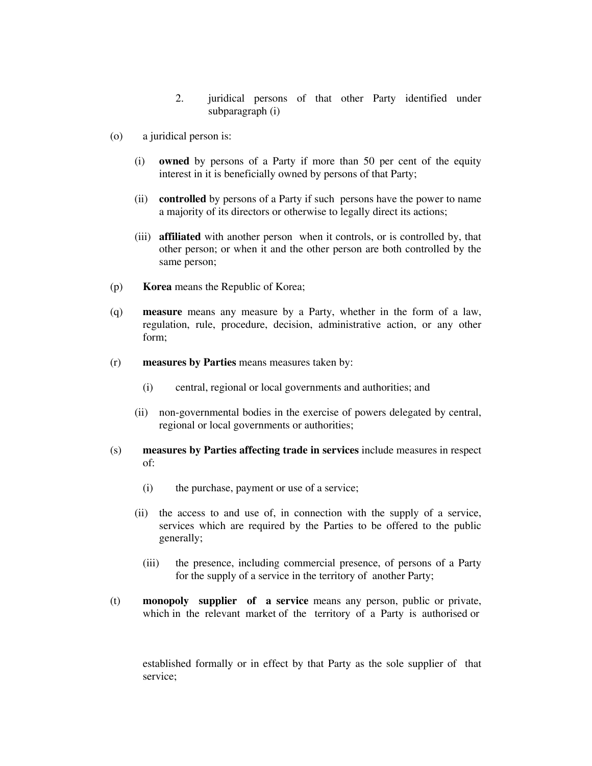2. juridical persons of that other Party identified under subparagraph (i)

(o) a juridical person is:

(i) **owned** by persons of a Party if more than 50 per cent of the equity interest in it is beneficially owned by persons of that Party;

(ii) **controlled** by persons of a Party if such persons have the power to name a majority of its directors or otherwise to legally direct its actions;

(iii) **affiliated** with another person when it controls, or is controlled by, that other person; or when it and the other person are both controlled by the same person;

(p) **Korea** means the Republic of Korea;

(q) **measure** means any measure by a Party, whether in the form of a law, regulation, rule, procedure, decision, administrative action, or any other form;

(r) **measures by Parties** means measures taken by:

(i) central, regional or local governments and authorities; and

(ii) non-governmental bodies in the exercise of powers delegated by central, regional or local governments or authorities;

(s) **measures by Parties affecting trade in services** include measures in respect of:

(i) the purchase, payment or use of a service;

(ii) the access to and use of, in connection with the supply of a service, services which are required by the Parties to be offered to the public generally;

(iii) the presence, including commercial presence, of persons of a Party for the supply of a service in the territory of another Party;

(t) **monopoly supplier of a service** means any person, public or private, which in the relevant market of the territory of a Party is authorised or established formally or in effect by that Party as the sole supplier of that service;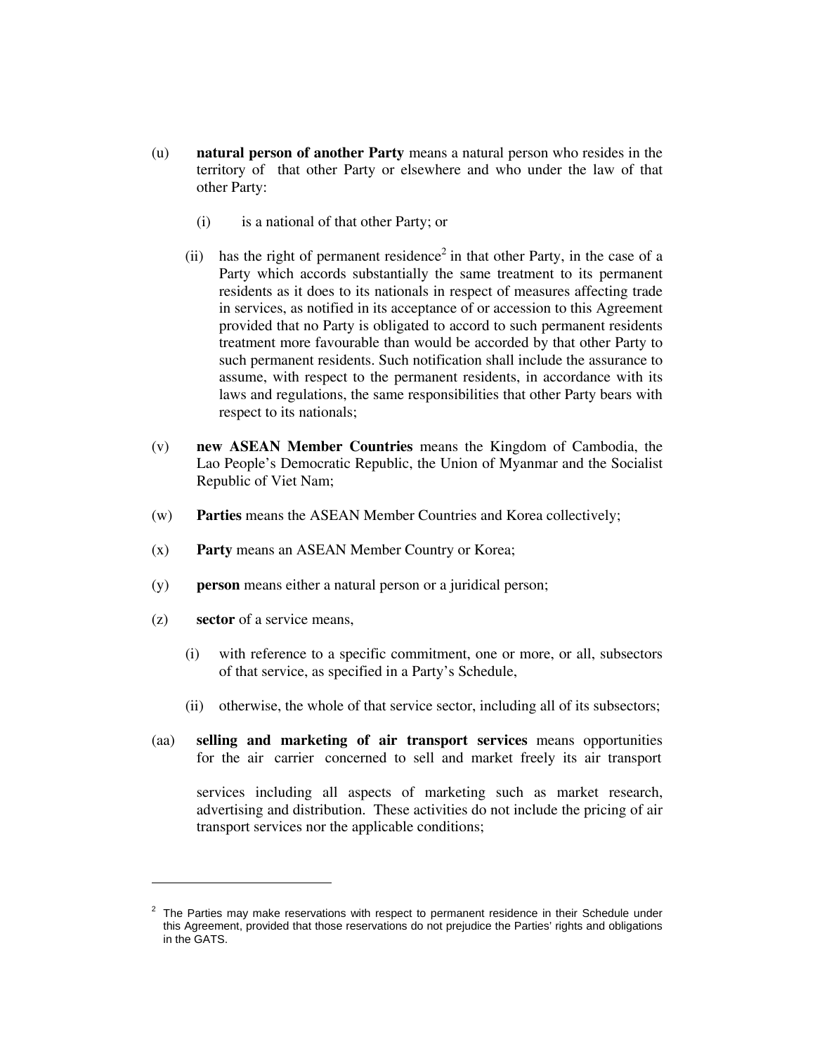(u) **natural person of another Party** means a natural person who resides in the territory of that other Party or elsewhere and who under the law of that other Party:

   (i) is a national of that other Party; or

   (ii) has the right of permanent residence[2] in that other Party, in the case of a Party which accords substantially the same treatment to its permanent residents as it does to its nationals in respect of measures affecting trade in services, as notified in its acceptance of or accession to this Agreement provided that no Party is obligated to accord to such permanent residents treatment more favourable than would be accorded by that other Party to such permanent residents. Such notification shall include the assurance to assume, with respect to the permanent residents, in accordance with its laws and regulations, the same responsibilities that other Party bears with respect to its nationals;

(v) **new ASEAN Member Countries** means the Kingdom of Cambodia, the Lao People's Democratic Republic, the Union of Myanmar and the Socialist Republic of Viet Nam;

(w) **Parties** means the ASEAN Member Countries and Korea collectively;

(x) **Party** means an ASEAN Member Country or Korea;

(y) **person** means either a natural person or a juridical person;

(z) **sector** of a service means,

   (i) with reference to a specific commitment, one or more, or all, subsectors of that service, as specified in a Party's Schedule,

   (ii) otherwise, the whole of that service sector, including all of its subsectors;

(aa) **selling and marketing of air transport services** means opportunities for the air carrier concerned to sell and market freely its air transport services including all aspects of marketing such as market research, advertising and distribution. These activities do not include the pricing of air transport services nor the applicable conditions;

---

[2] The Parties may make reservations with respect to permanent residence in their Schedule under this Agreement, provided that those reservations do not prejudice the Parties' rights and obligations in the GATS.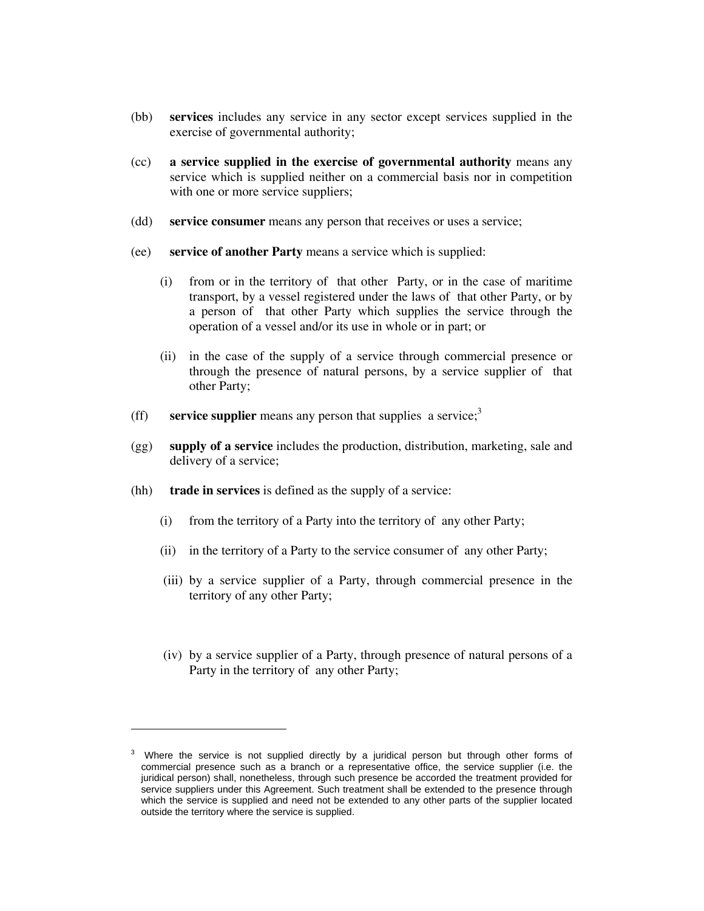(bb) **services** includes any service in any sector except services supplied in the exercise of governmental authority;

(cc) **a service supplied in the exercise of governmental authority** means any service which is supplied neither on a commercial basis nor in competition with one or more service suppliers;

(dd) **service consumer** means any person that receives or uses a service;

(ee) **service of another Party** means a service which is supplied:

  (i) from or in the territory of that other Party, or in the case of maritime transport, by a vessel registered under the laws of that other Party, or by a person of that other Party which supplies the service through the operation of a vessel and/or its use in whole or in part; or

  (ii) in the case of the supply of a service through commercial presence or through the presence of natural persons, by a service supplier of that other Party;

(ff) **service supplier** means any person that supplies a service;[3]

(gg) **supply of a service** includes the production, distribution, marketing, sale and delivery of a service;

(hh) **trade in services** is defined as the supply of a service:

  (i) from the territory of a Party into the territory of any other Party;

  (ii) in the territory of a Party to the service consumer of any other Party;

  (iii) by a service supplier of a Party, through commercial presence in the territory of any other Party;

  (iv) by a service supplier of a Party, through presence of natural persons of a Party in the territory of any other Party;

---

[3] Where the service is not supplied directly by a juridical person but through other forms of commercial presence such as a branch or a representative office, the service supplier (i.e. the juridical person) shall, nonetheless, through such presence be accorded the treatment provided for service suppliers under this Agreement. Such treatment shall be extended to the presence through which the service is supplied and need not be extended to any other parts of the supplier located outside the territory where the service is supplied.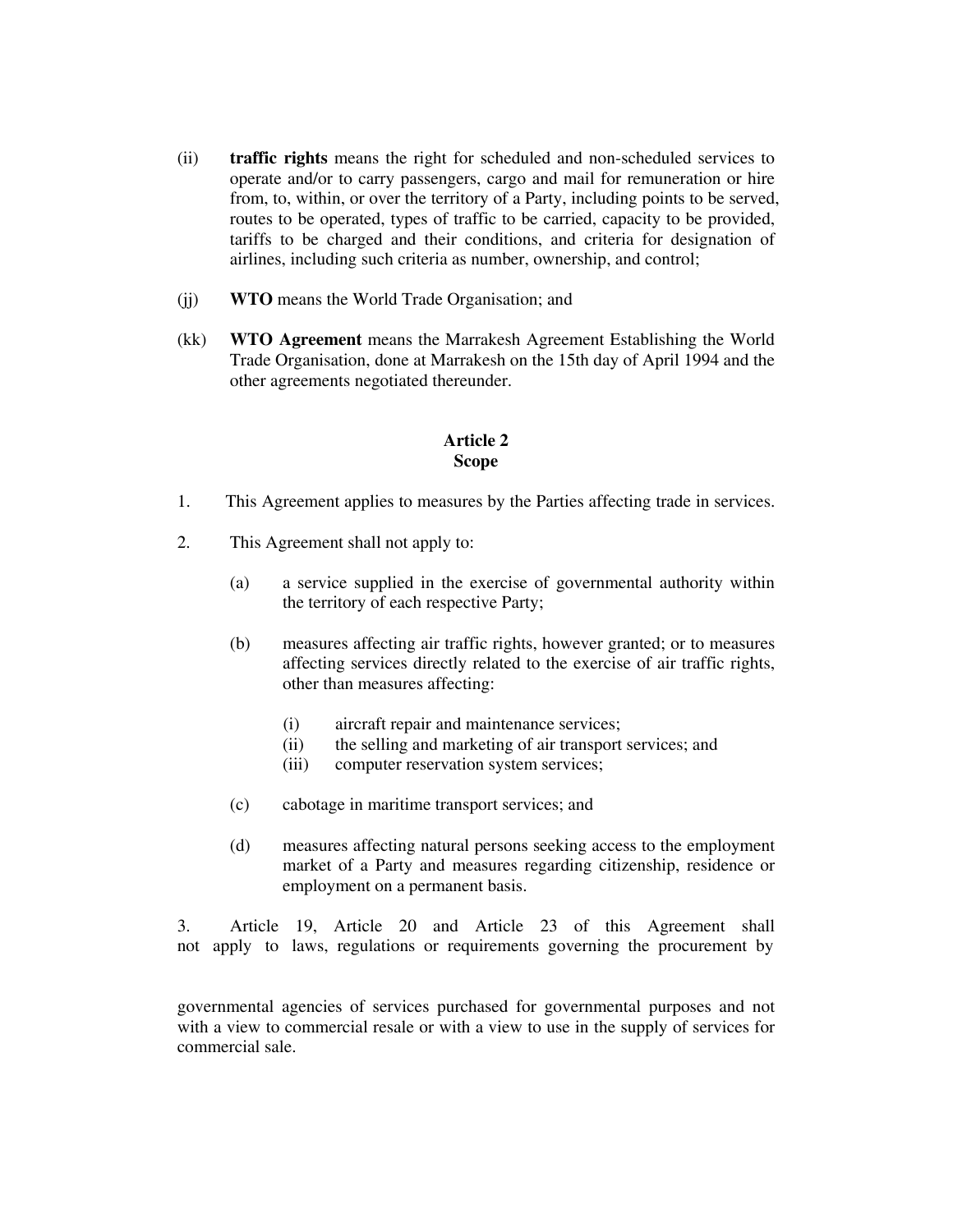(ii) **traffic rights** means the right for scheduled and non-scheduled services to operate and/or to carry passengers, cargo and mail for remuneration or hire from, to, within, or over the territory of a Party, including points to be served, routes to be operated, types of traffic to be carried, capacity to be provided, tariffs to be charged and their conditions, and criteria for designation of airlines, including such criteria as number, ownership, and control;

(jj) **WTO** means the World Trade Organisation; and

(kk) **WTO Agreement** means the Marrakesh Agreement Establishing the World Trade Organisation, done at Marrakesh on the 15th day of April 1994 and the other agreements negotiated thereunder.

## Article 2
## Scope

1. This Agreement applies to measures by the Parties affecting trade in services.

2. This Agreement shall not apply to:

   (a) a service supplied in the exercise of governmental authority within the territory of each respective Party;

   (b) measures affecting air traffic rights, however granted; or to measures affecting services directly related to the exercise of air traffic rights, other than measures affecting:

      (i) aircraft repair and maintenance services;
      (ii) the selling and marketing of air transport services; and
      (iii) computer reservation system services;

   (c) cabotage in maritime transport services; and

   (d) measures affecting natural persons seeking access to the employment market of a Party and measures regarding citizenship, residence or employment on a permanent basis.

3. Article 19, Article 20 and Article 23 of this Agreement shall not apply to laws, regulations or requirements governing the procurement by governmental agencies of services purchased for governmental purposes and not with a view to commercial resale or with a view to use in the supply of services for commercial sale.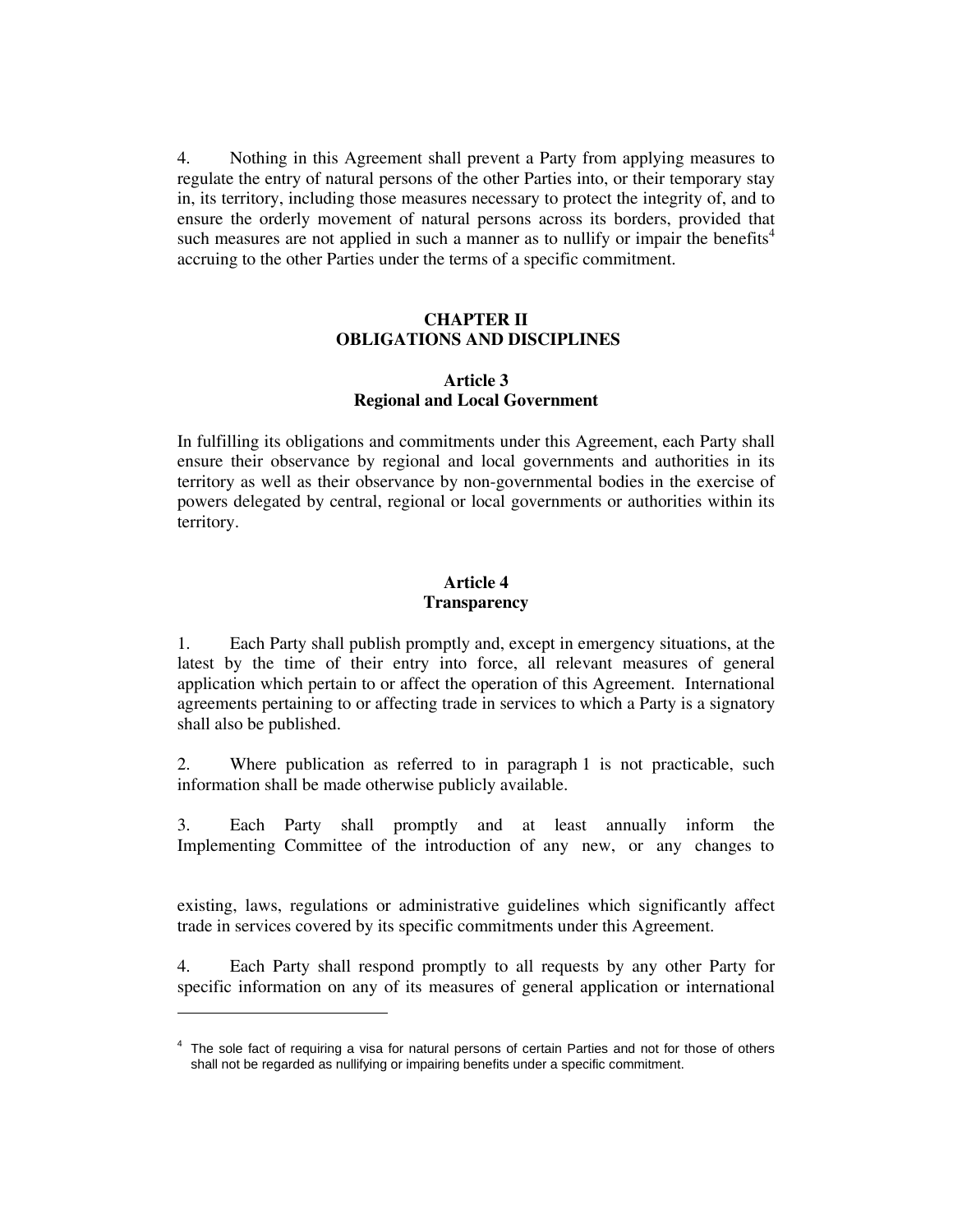4. Nothing in this Agreement shall prevent a Party from applying measures to regulate the entry of natural persons of the other Parties into, or their temporary stay in, its territory, including those measures necessary to protect the integrity of, and to ensure the orderly movement of natural persons across its borders, provided that such measures are not applied in such a manner as to nullify or impair the benefits[4] accruing to the other Parties under the terms of a specific commitment.

## CHAPTER II
## OBLIGATIONS AND DISCIPLINES

### Article 3
### Regional and Local Government

In fulfilling its obligations and commitments under this Agreement, each Party shall ensure their observance by regional and local governments and authorities in its territory as well as their observance by non-governmental bodies in the exercise of powers delegated by central, regional or local governments or authorities within its territory.

### Article 4
### Transparency

1. Each Party shall publish promptly and, except in emergency situations, at the latest by the time of their entry into force, all relevant measures of general application which pertain to or affect the operation of this Agreement. International agreements pertaining to or affecting trade in services to which a Party is a signatory shall also be published.

2. Where publication as referred to in paragraph 1 is not practicable, such information shall be made otherwise publicly available.

3. Each Party shall promptly and at least annually inform the Implementing Committee of the introduction of any new, or any changes to existing, laws, regulations or administrative guidelines which significantly affect trade in services covered by its specific commitments under this Agreement.

4. Each Party shall respond promptly to all requests by any other Party for specific information on any of its measures of general application or international

---

[4] The sole fact of requiring a visa for natural persons of certain Parties and not for those of others shall not be regarded as nullifying or impairing benefits under a specific commitment.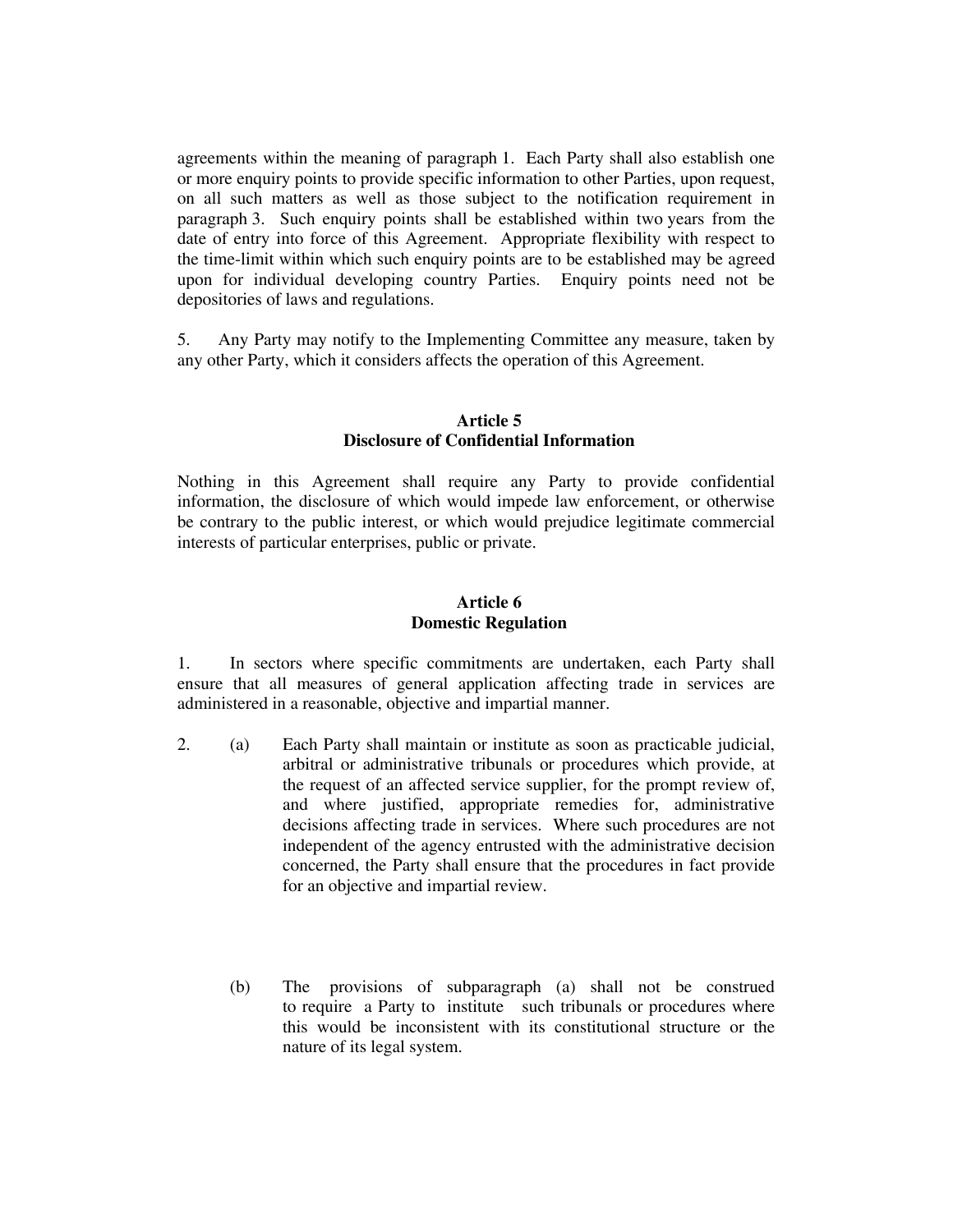agreements within the meaning of paragraph 1. Each Party shall also establish one or more enquiry points to provide specific information to other Parties, upon request, on all such matters as well as those subject to the notification requirement in paragraph 3. Such enquiry points shall be established within two years from the date of entry into force of this Agreement. Appropriate flexibility with respect to the time-limit within which such enquiry points are to be established may be agreed upon for individual developing country Parties. Enquiry points need not be depositories of laws and regulations.

5. Any Party may notify to the Implementing Committee any measure, taken by any other Party, which it considers affects the operation of this Agreement.

### Article 5
### Disclosure of Confidential Information

Nothing in this Agreement shall require any Party to provide confidential information, the disclosure of which would impede law enforcement, or otherwise be contrary to the public interest, or which would prejudice legitimate commercial interests of particular enterprises, public or private.

### Article 6
### Domestic Regulation

1. In sectors where specific commitments are undertaken, each Party shall ensure that all measures of general application affecting trade in services are administered in a reasonable, objective and impartial manner.

2. (a) Each Party shall maintain or institute as soon as practicable judicial, arbitral or administrative tribunals or procedures which provide, at the request of an affected service supplier, for the prompt review of, and where justified, appropriate remedies for, administrative decisions affecting trade in services. Where such procedures are not independent of the agency entrusted with the administrative decision concerned, the Party shall ensure that the procedures in fact provide for an objective and impartial review.

   (b) The provisions of subparagraph (a) shall not be construed to require a Party to institute such tribunals or procedures where this would be inconsistent with its constitutional structure or the nature of its legal system.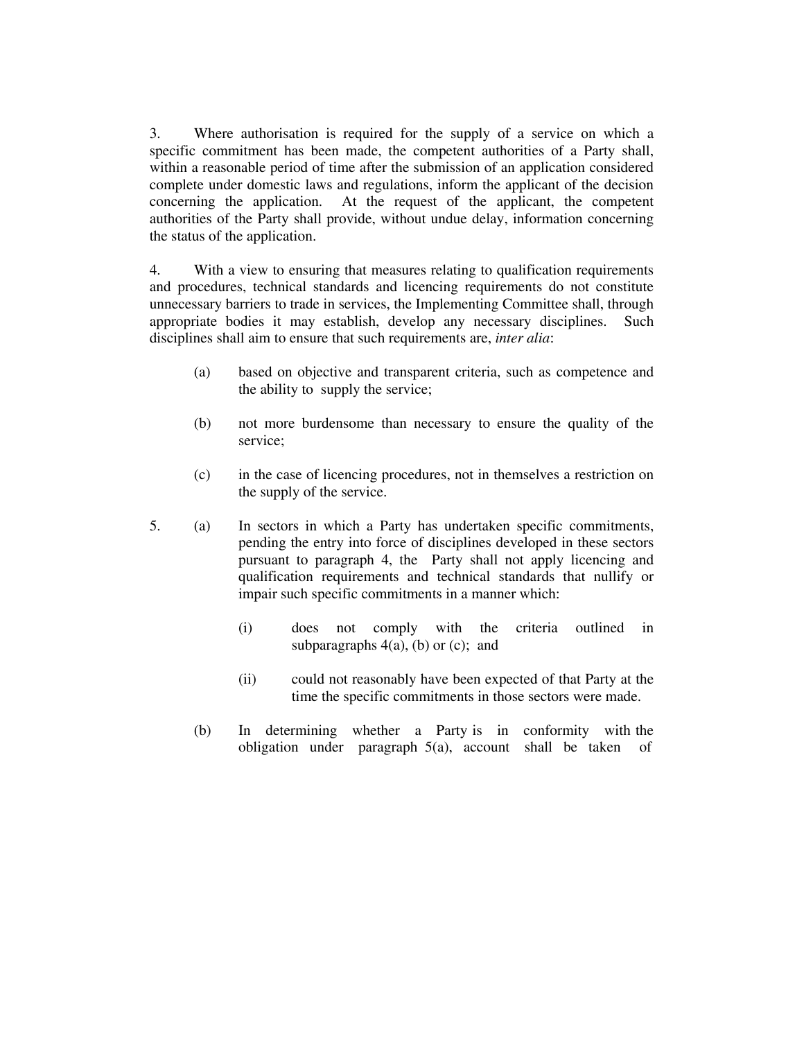3. Where authorisation is required for the supply of a service on which a specific commitment has been made, the competent authorities of a Party shall, within a reasonable period of time after the submission of an application considered complete under domestic laws and regulations, inform the applicant of the decision concerning the application. At the request of the applicant, the competent authorities of the Party shall provide, without undue delay, information concerning the status of the application.

4. With a view to ensuring that measures relating to qualification requirements and procedures, technical standards and licencing requirements do not constitute unnecessary barriers to trade in services, the Implementing Committee shall, through appropriate bodies it may establish, develop any necessary disciplines. Such disciplines shall aim to ensure that such requirements are, *inter alia*:

(a) based on objective and transparent criteria, such as competence and the ability to supply the service;

(b) not more burdensome than necessary to ensure the quality of the service;

(c) in the case of licencing procedures, not in themselves a restriction on the supply of the service.

5. (a) In sectors in which a Party has undertaken specific commitments, pending the entry into force of disciplines developed in these sectors pursuant to paragraph 4, the Party shall not apply licencing and qualification requirements and technical standards that nullify or impair such specific commitments in a manner which:

(i) does not comply with the criteria outlined in subparagraphs 4(a), (b) or (c); and

(ii) could not reasonably have been expected of that Party at the time the specific commitments in those sectors were made.

(b) In determining whether a Party is in conformity with the obligation under paragraph 5(a), account shall be taken of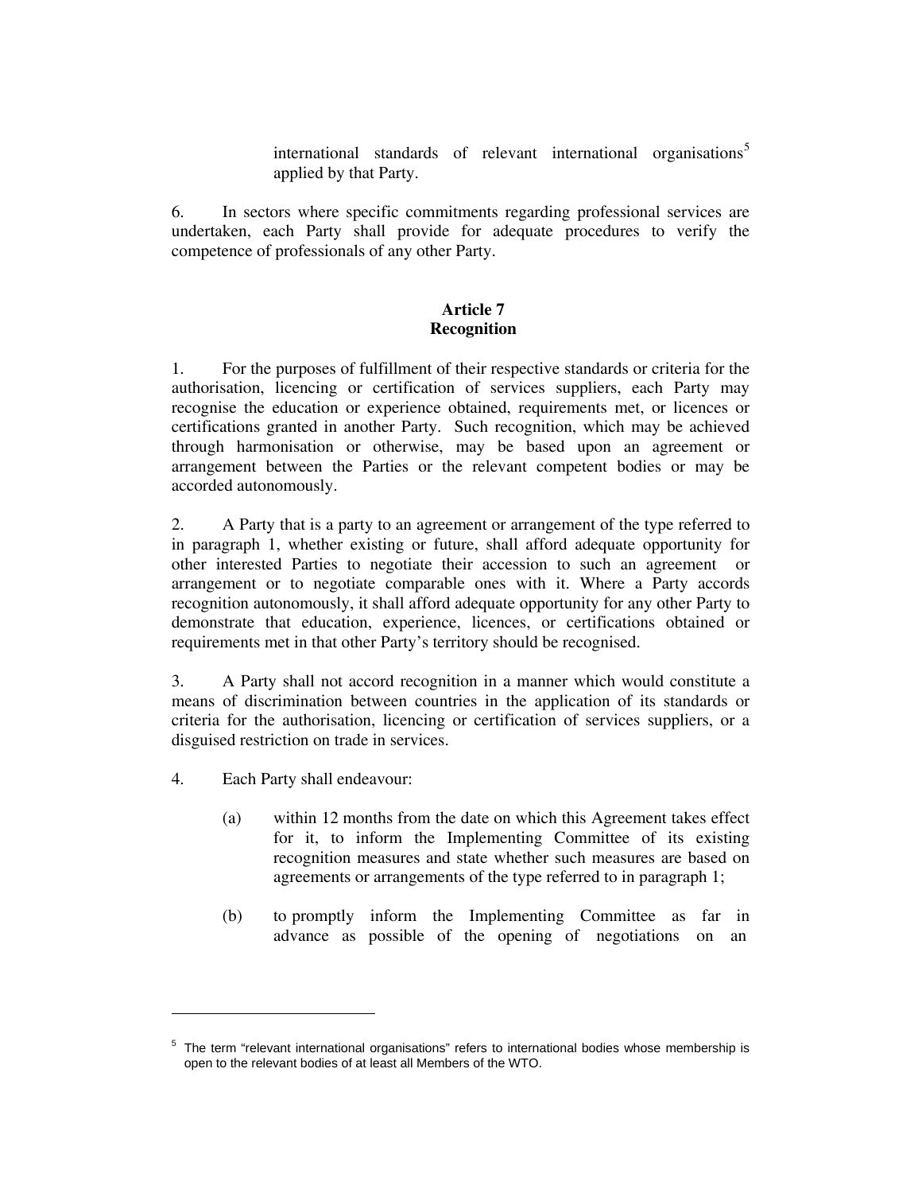international standards of relevant international organisations[5] applied by that Party.

6. In sectors where specific commitments regarding professional services are undertaken, each Party shall provide for adequate procedures to verify the competence of professionals of any other Party.

**Article 7**
**Recognition**

1. For the purposes of fulfillment of their respective standards or criteria for the authorisation, licencing or certification of services suppliers, each Party may recognise the education or experience obtained, requirements met, or licences or certifications granted in another Party. Such recognition, which may be achieved through harmonisation or otherwise, may be based upon an agreement or arrangement between the Parties or the relevant competent bodies or may be accorded autonomously.

2. A Party that is a party to an agreement or arrangement of the type referred to in paragraph 1, whether existing or future, shall afford adequate opportunity for other interested Parties to negotiate their accession to such an agreement or arrangement or to negotiate comparable ones with it. Where a Party accords recognition autonomously, it shall afford adequate opportunity for any other Party to demonstrate that education, experience, licences, or certifications obtained or requirements met in that other Party's territory should be recognised.

3. A Party shall not accord recognition in a manner which would constitute a means of discrimination between countries in the application of its standards or criteria for the authorisation, licencing or certification of services suppliers, or a disguised restriction on trade in services.

4. Each Party shall endeavour:

(a) within 12 months from the date on which this Agreement takes effect for it, to inform the Implementing Committee of its existing recognition measures and state whether such measures are based on agreements or arrangements of the type referred to in paragraph 1;

(b) to promptly inform the Implementing Committee as far in advance as possible of the opening of negotiations on an

[5] The term "relevant international organisations" refers to international bodies whose membership is open to the relevant bodies of at least all Members of the WTO.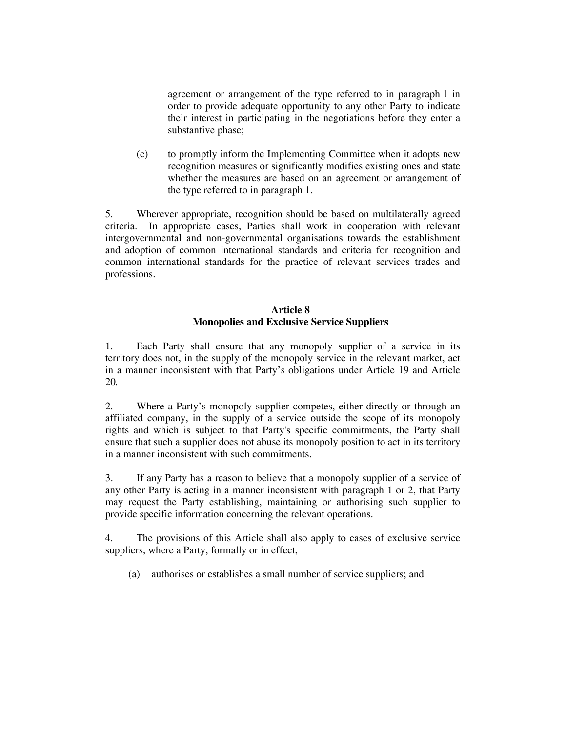agreement or arrangement of the type referred to in paragraph 1 in order to provide adequate opportunity to any other Party to indicate their interest in participating in the negotiations before they enter a substantive phase;

(c) to promptly inform the Implementing Committee when it adopts new recognition measures or significantly modifies existing ones and state whether the measures are based on an agreement or arrangement of the type referred to in paragraph 1.

5. Wherever appropriate, recognition should be based on multilaterally agreed criteria. In appropriate cases, Parties shall work in cooperation with relevant intergovernmental and non-governmental organisations towards the establishment and adoption of common international standards and criteria for recognition and common international standards for the practice of relevant services trades and professions.

**Article 8**
**Monopolies and Exclusive Service Suppliers**

1. Each Party shall ensure that any monopoly supplier of a service in its territory does not, in the supply of the monopoly service in the relevant market, act in a manner inconsistent with that Party's obligations under Article 19 and Article 20.

2. Where a Party's monopoly supplier competes, either directly or through an affiliated company, in the supply of a service outside the scope of its monopoly rights and which is subject to that Party's specific commitments, the Party shall ensure that such a supplier does not abuse its monopoly position to act in its territory in a manner inconsistent with such commitments.

3. If any Party has a reason to believe that a monopoly supplier of a service of any other Party is acting in a manner inconsistent with paragraph 1 or 2, that Party may request the Party establishing, maintaining or authorising such supplier to provide specific information concerning the relevant operations.

4. The provisions of this Article shall also apply to cases of exclusive service suppliers, where a Party, formally or in effect,

(a) authorises or establishes a small number of service suppliers; and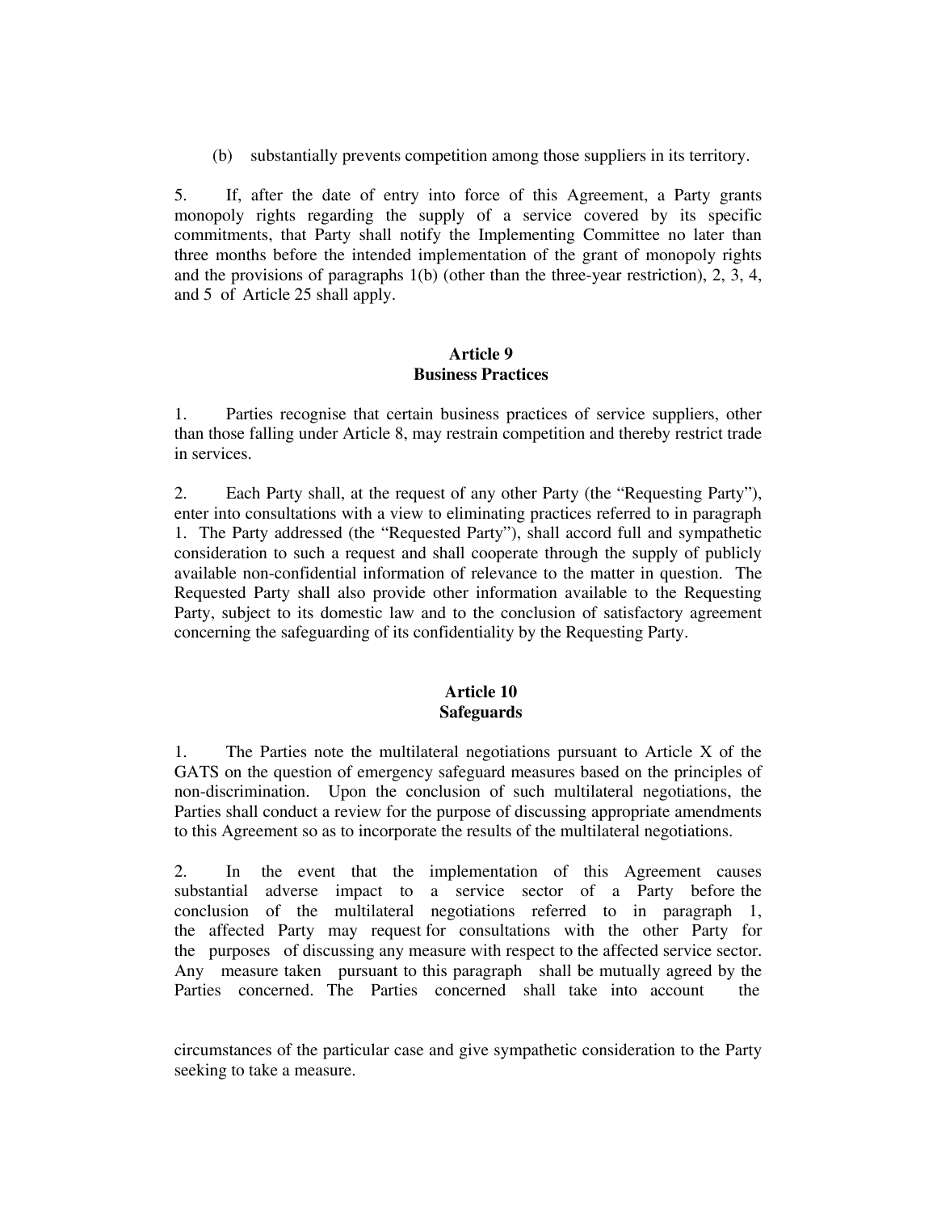(b) substantially prevents competition among those suppliers in its territory.

5. If, after the date of entry into force of this Agreement, a Party grants monopoly rights regarding the supply of a service covered by its specific commitments, that Party shall notify the Implementing Committee no later than three months before the intended implementation of the grant of monopoly rights and the provisions of paragraphs 1(b) (other than the three-year restriction), 2, 3, 4, and 5 of Article 25 shall apply.

### Article 9
### Business Practices

1. Parties recognise that certain business practices of service suppliers, other than those falling under Article 8, may restrain competition and thereby restrict trade in services.

2. Each Party shall, at the request of any other Party (the "Requesting Party"), enter into consultations with a view to eliminating practices referred to in paragraph 1. The Party addressed (the "Requested Party"), shall accord full and sympathetic consideration to such a request and shall cooperate through the supply of publicly available non-confidential information of relevance to the matter in question. The Requested Party shall also provide other information available to the Requesting Party, subject to its domestic law and to the conclusion of satisfactory agreement concerning the safeguarding of its confidentiality by the Requesting Party.

### Article 10
### Safeguards

1. The Parties note the multilateral negotiations pursuant to Article X of the GATS on the question of emergency safeguard measures based on the principles of non-discrimination. Upon the conclusion of such multilateral negotiations, the Parties shall conduct a review for the purpose of discussing appropriate amendments to this Agreement so as to incorporate the results of the multilateral negotiations.

2. In the event that the implementation of this Agreement causes substantial adverse impact to a service sector of a Party before the conclusion of the multilateral negotiations referred to in paragraph 1, the affected Party may request for consultations with the other Party for the purposes of discussing any measure with respect to the affected service sector. Any measure taken pursuant to this paragraph shall be mutually agreed by the Parties concerned. The Parties concerned shall take into account the circumstances of the particular case and give sympathetic consideration to the Party seeking to take a measure.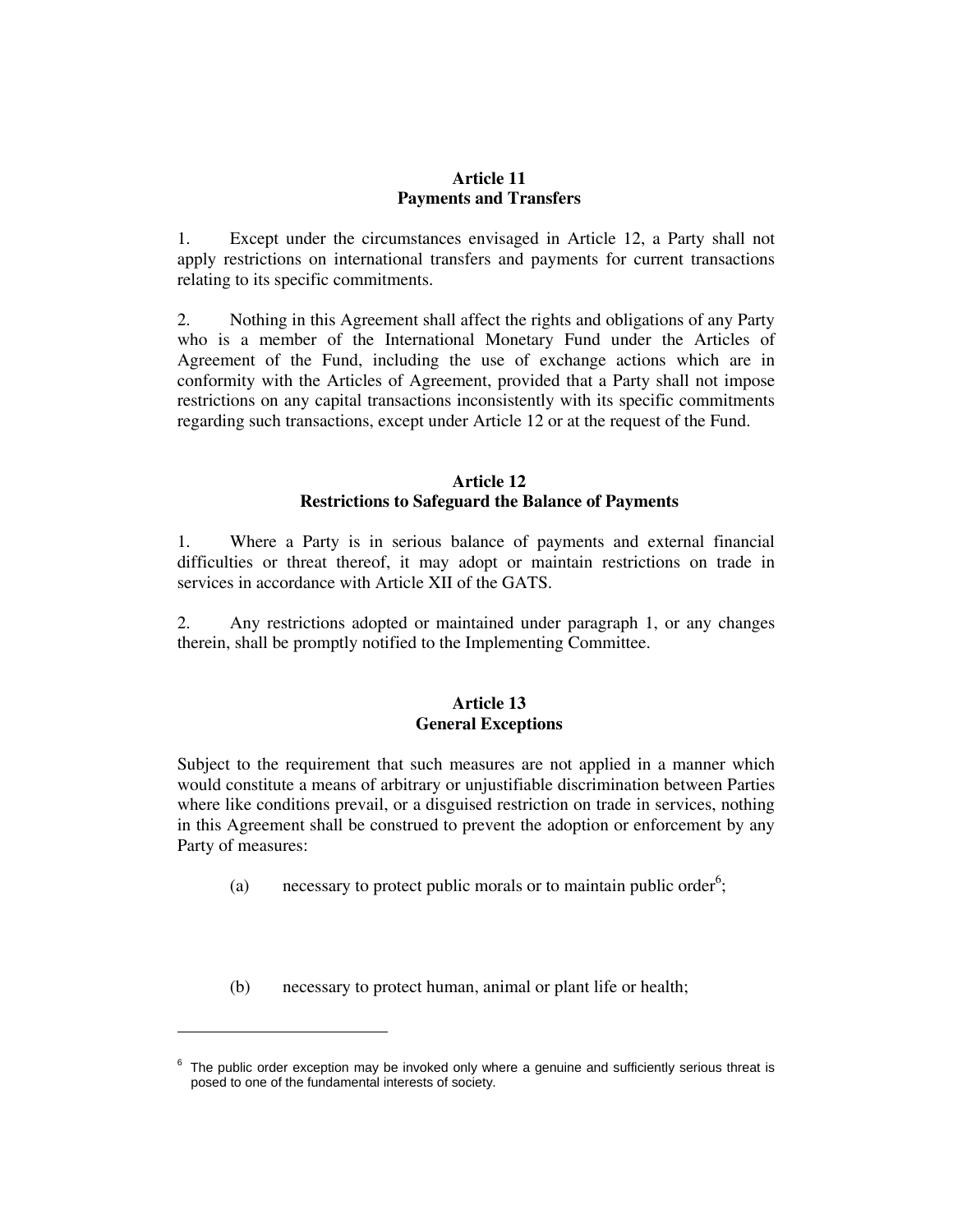## Article 11
## Payments and Transfers

1. Except under the circumstances envisaged in Article 12, a Party shall not apply restrictions on international transfers and payments for current transactions relating to its specific commitments.

2. Nothing in this Agreement shall affect the rights and obligations of any Party who is a member of the International Monetary Fund under the Articles of Agreement of the Fund, including the use of exchange actions which are in conformity with the Articles of Agreement, provided that a Party shall not impose restrictions on any capital transactions inconsistently with its specific commitments regarding such transactions, except under Article 12 or at the request of the Fund.

## Article 12
## Restrictions to Safeguard the Balance of Payments

1. Where a Party is in serious balance of payments and external financial difficulties or threat thereof, it may adopt or maintain restrictions on trade in services in accordance with Article XII of the GATS.

2. Any restrictions adopted or maintained under paragraph 1, or any changes therein, shall be promptly notified to the Implementing Committee.

## Article 13
## General Exceptions

Subject to the requirement that such measures are not applied in a manner which would constitute a means of arbitrary or unjustifiable discrimination between Parties where like conditions prevail, or a disguised restriction on trade in services, nothing in this Agreement shall be construed to prevent the adoption or enforcement by any Party of measures:

(a) necessary to protect public morals or to maintain public order[6];

(b) necessary to protect human, animal or plant life or health;

[6] The public order exception may be invoked only where a genuine and sufficiently serious threat is posed to one of the fundamental interests of society.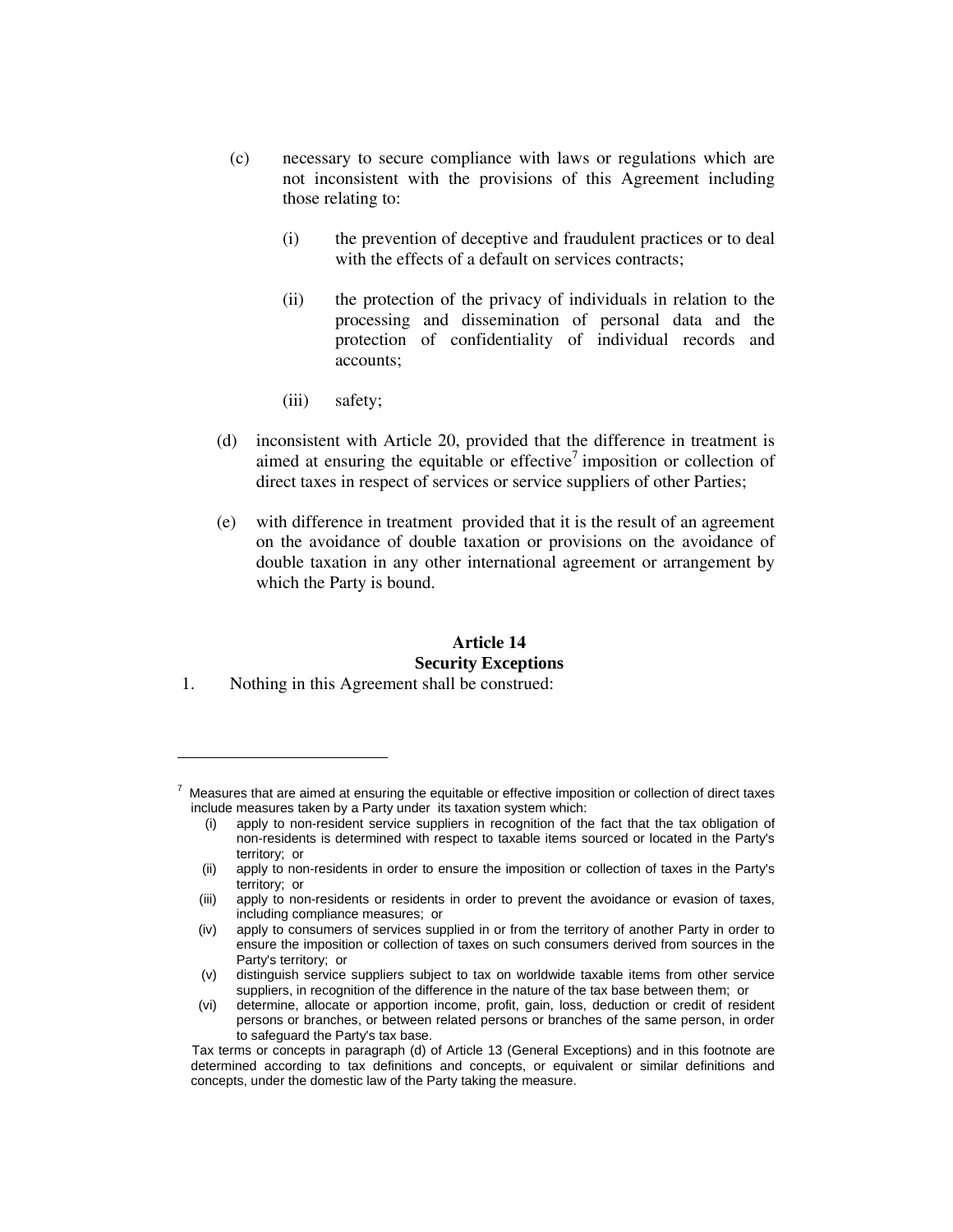(c) necessary to secure compliance with laws or regulations which are not inconsistent with the provisions of this Agreement including those relating to:

   (i) the prevention of deceptive and fraudulent practices or to deal with the effects of a default on services contracts;

   (ii) the protection of the privacy of individuals in relation to the processing and dissemination of personal data and the protection of confidentiality of individual records and accounts;

   (iii) safety;

(d) inconsistent with Article 20, provided that the difference in treatment is aimed at ensuring the equitable or effective[7] imposition or collection of direct taxes in respect of services or service suppliers of other Parties;

(e) with difference in treatment provided that it is the result of an agreement on the avoidance of double taxation or provisions on the avoidance of double taxation in any other international agreement or arrangement by which the Party is bound.

**Article 14**
**Security Exceptions**

1. Nothing in this Agreement shall be construed:

---

[7] Measures that are aimed at ensuring the equitable or effective imposition or collection of direct taxes include measures taken by a Party under its taxation system which:

(i) apply to non-resident service suppliers in recognition of the fact that the tax obligation of non-residents is determined with respect to taxable items sourced or located in the Party's territory; or

(ii) apply to non-residents in order to ensure the imposition or collection of taxes in the Party's territory; or

(iii) apply to non-residents or residents in order to prevent the avoidance or evasion of taxes, including compliance measures; or

(iv) apply to consumers of services supplied in or from the territory of another Party in order to ensure the imposition or collection of taxes on such consumers derived from sources in the Party's territory; or

(v) distinguish service suppliers subject to tax on worldwide taxable items from other service suppliers, in recognition of the difference in the nature of the tax base between them; or

(vi) determine, allocate or apportion income, profit, gain, loss, deduction or credit of resident persons or branches, or between related persons or branches of the same person, in order to safeguard the Party's tax base.

Tax terms or concepts in paragraph (d) of Article 13 (General Exceptions) and in this footnote are determined according to tax definitions and concepts, or equivalent or similar definitions and concepts, under the domestic law of the Party taking the measure.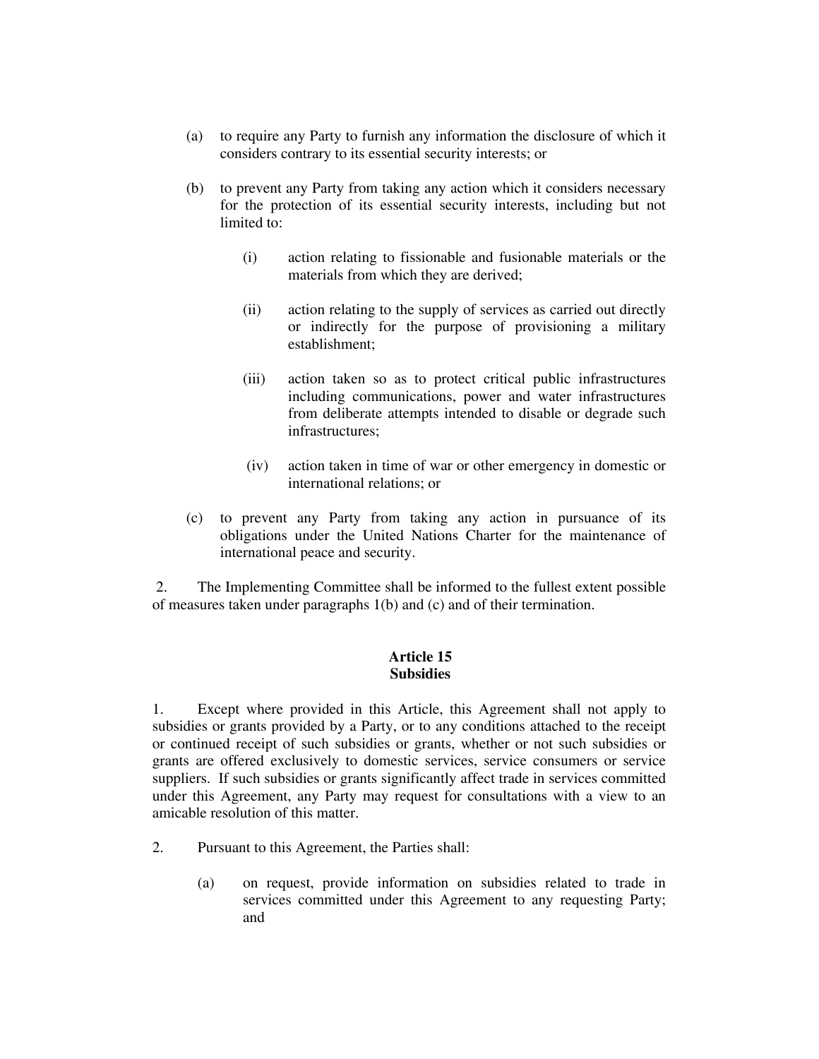(a) to require any Party to furnish any information the disclosure of which it considers contrary to its essential security interests; or

(b) to prevent any Party from taking any action which it considers necessary for the protection of its essential security interests, including but not limited to:

   (i) action relating to fissionable and fusionable materials or the materials from which they are derived;

   (ii) action relating to the supply of services as carried out directly or indirectly for the purpose of provisioning a military establishment;

   (iii) action taken so as to protect critical public infrastructures including communications, power and water infrastructures from deliberate attempts intended to disable or degrade such infrastructures;

   (iv) action taken in time of war or other emergency in domestic or international relations; or

(c) to prevent any Party from taking any action in pursuance of its obligations under the United Nations Charter for the maintenance of international peace and security.

2. The Implementing Committee shall be informed to the fullest extent possible of measures taken under paragraphs 1(b) and (c) and of their termination.

### Article 15
### Subsidies

1. Except where provided in this Article, this Agreement shall not apply to subsidies or grants provided by a Party, or to any conditions attached to the receipt or continued receipt of such subsidies or grants, whether or not such subsidies or grants are offered exclusively to domestic services, service consumers or service suppliers. If such subsidies or grants significantly affect trade in services committed under this Agreement, any Party may request for consultations with a view to an amicable resolution of this matter.

2. Pursuant to this Agreement, the Parties shall:

   (a) on request, provide information on subsidies related to trade in services committed under this Agreement to any requesting Party; and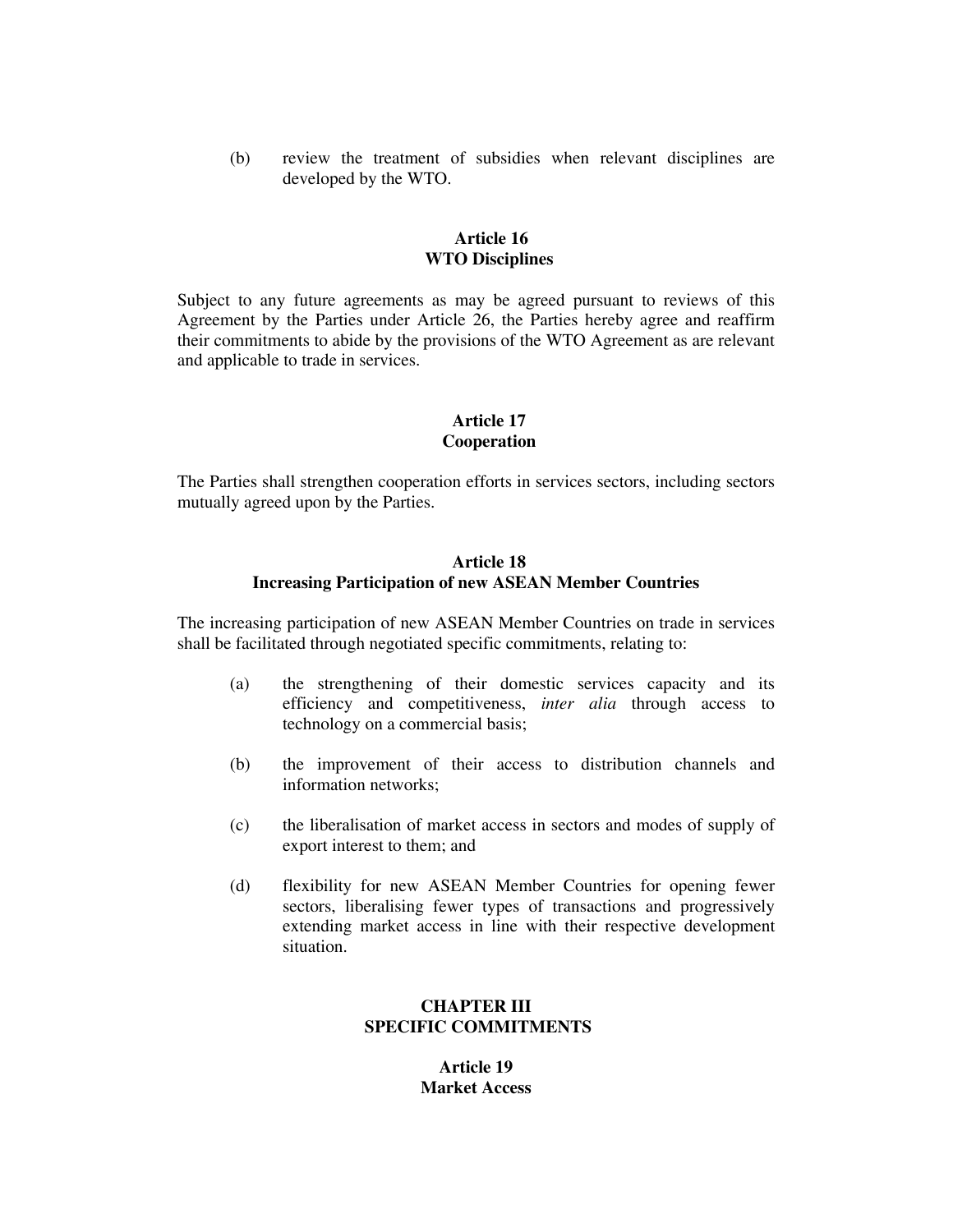(b) review the treatment of subsidies when relevant disciplines are developed by the WTO.

**Article 16**
**WTO Disciplines**

Subject to any future agreements as may be agreed pursuant to reviews of this Agreement by the Parties under Article 26, the Parties hereby agree and reaffirm their commitments to abide by the provisions of the WTO Agreement as are relevant and applicable to trade in services.

**Article 17**
**Cooperation**

The Parties shall strengthen cooperation efforts in services sectors, including sectors mutually agreed upon by the Parties.

**Article 18**
**Increasing Participation of new ASEAN Member Countries**

The increasing participation of new ASEAN Member Countries on trade in services shall be facilitated through negotiated specific commitments, relating to:

(a) the strengthening of their domestic services capacity and its efficiency and competitiveness, *inter alia* through access to technology on a commercial basis;

(b) the improvement of their access to distribution channels and information networks;

(c) the liberalisation of market access in sectors and modes of supply of export interest to them; and

(d) flexibility for new ASEAN Member Countries for opening fewer sectors, liberalising fewer types of transactions and progressively extending market access in line with their respective development situation.

**CHAPTER III**
**SPECIFIC COMMITMENTS**

**Article 19**
**Market Access**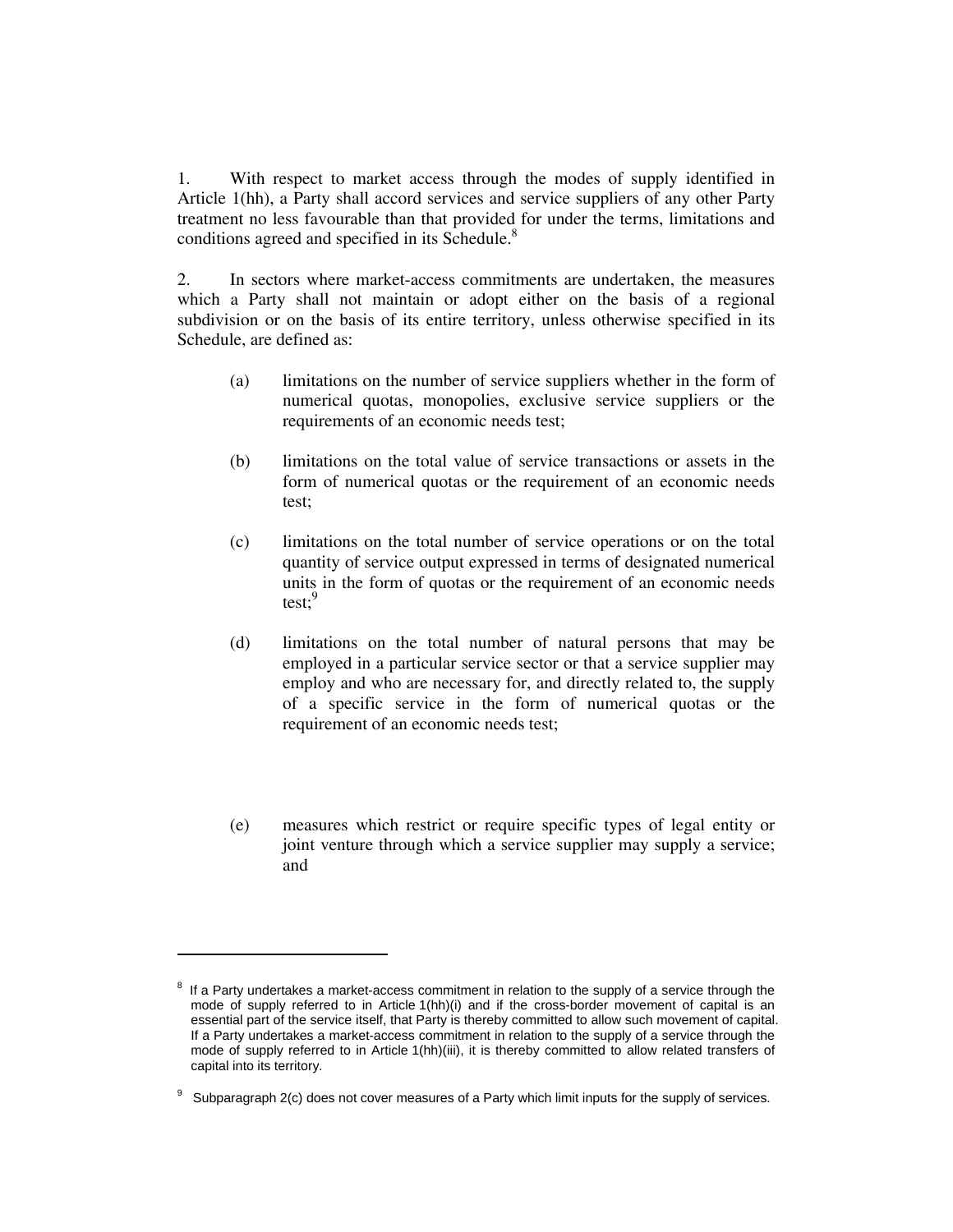1. With respect to market access through the modes of supply identified in Article 1(hh), a Party shall accord services and service suppliers of any other Party treatment no less favourable than that provided for under the terms, limitations and conditions agreed and specified in its Schedule.[8]

2. In sectors where market-access commitments are undertaken, the measures which a Party shall not maintain or adopt either on the basis of a regional subdivision or on the basis of its entire territory, unless otherwise specified in its Schedule, are defined as:

(a) limitations on the number of service suppliers whether in the form of numerical quotas, monopolies, exclusive service suppliers or the requirements of an economic needs test;

(b) limitations on the total value of service transactions or assets in the form of numerical quotas or the requirement of an economic needs test;

(c) limitations on the total number of service operations or on the total quantity of service output expressed in terms of designated numerical units in the form of quotas or the requirement of an economic needs test;[9]

(d) limitations on the total number of natural persons that may be employed in a particular service sector or that a service supplier may employ and who are necessary for, and directly related to, the supply of a specific service in the form of numerical quotas or the requirement of an economic needs test;

(e) measures which restrict or require specific types of legal entity or joint venture through which a service supplier may supply a service; and

---

[8] If a Party undertakes a market-access commitment in relation to the supply of a service through the mode of supply referred to in Article 1(hh)(i) and if the cross-border movement of capital is an essential part of the service itself, that Party is thereby committed to allow such movement of capital. If a Party undertakes a market-access commitment in relation to the supply of a service through the mode of supply referred to in Article 1(hh)(iii), it is thereby committed to allow related transfers of capital into its territory.

[9] Subparagraph 2(c) does not cover measures of a Party which limit inputs for the supply of services.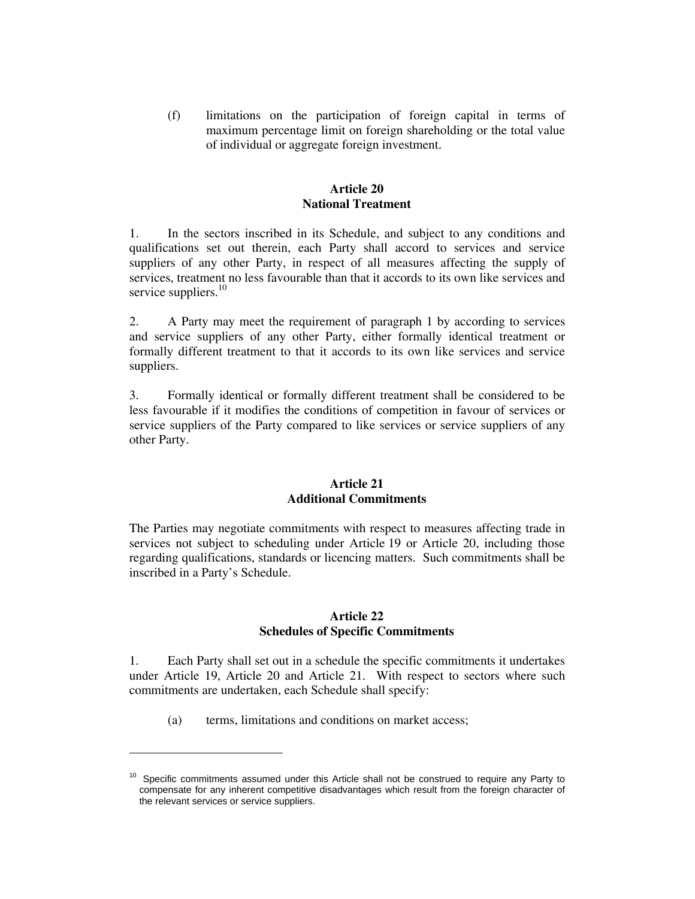(f) limitations on the participation of foreign capital in terms of maximum percentage limit on foreign shareholding or the total value of individual or aggregate foreign investment.

## Article 20
## National Treatment

1. In the sectors inscribed in its Schedule, and subject to any conditions and qualifications set out therein, each Party shall accord to services and service suppliers of any other Party, in respect of all measures affecting the supply of services, treatment no less favourable than that it accords to its own like services and service suppliers.[10]

2. A Party may meet the requirement of paragraph 1 by according to services and service suppliers of any other Party, either formally identical treatment or formally different treatment to that it accords to its own like services and service suppliers.

3. Formally identical or formally different treatment shall be considered to be less favourable if it modifies the conditions of competition in favour of services or service suppliers of the Party compared to like services or service suppliers of any other Party.

## Article 21
## Additional Commitments

The Parties may negotiate commitments with respect to measures affecting trade in services not subject to scheduling under Article 19 or Article 20, including those regarding qualifications, standards or licencing matters. Such commitments shall be inscribed in a Party's Schedule.

## Article 22
## Schedules of Specific Commitments

1. Each Party shall set out in a schedule the specific commitments it undertakes under Article 19, Article 20 and Article 21. With respect to sectors where such commitments are undertaken, each Schedule shall specify:

(a) terms, limitations and conditions on market access;

---

[10] Specific commitments assumed under this Article shall not be construed to require any Party to compensate for any inherent competitive disadvantages which result from the foreign character of the relevant services or service suppliers.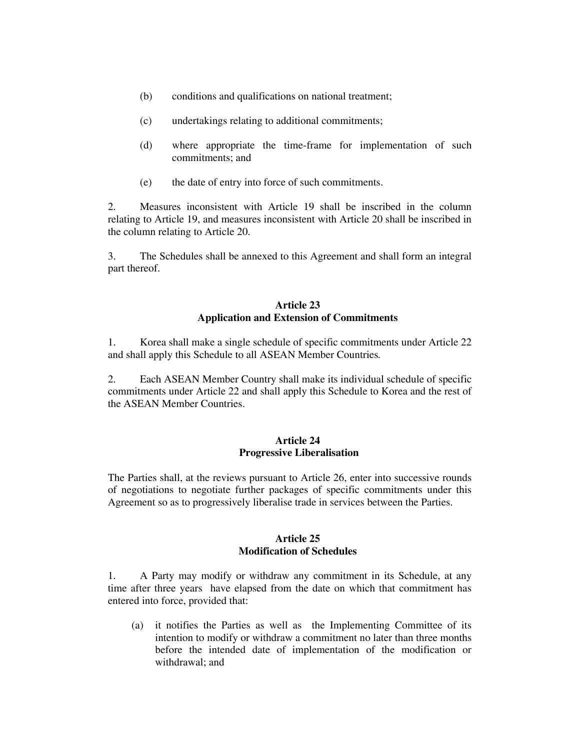(b) conditions and qualifications on national treatment;

(c) undertakings relating to additional commitments;

(d) where appropriate the time-frame for implementation of such commitments; and

(e) the date of entry into force of such commitments.

2. Measures inconsistent with Article 19 shall be inscribed in the column relating to Article 19, and measures inconsistent with Article 20 shall be inscribed in the column relating to Article 20.

3. The Schedules shall be annexed to this Agreement and shall form an integral part thereof.

**Article 23**
**Application and Extension of Commitments**

1. Korea shall make a single schedule of specific commitments under Article 22 and shall apply this Schedule to all ASEAN Member Countries.

2. Each ASEAN Member Country shall make its individual schedule of specific commitments under Article 22 and shall apply this Schedule to Korea and the rest of the ASEAN Member Countries.

**Article 24**
**Progressive Liberalisation**

The Parties shall, at the reviews pursuant to Article 26, enter into successive rounds of negotiations to negotiate further packages of specific commitments under this Agreement so as to progressively liberalise trade in services between the Parties.

**Article 25**
**Modification of Schedules**

1. A Party may modify or withdraw any commitment in its Schedule, at any time after three years have elapsed from the date on which that commitment has entered into force, provided that:

(a) it notifies the Parties as well as the Implementing Committee of its intention to modify or withdraw a commitment no later than three months before the intended date of implementation of the modification or withdrawal; and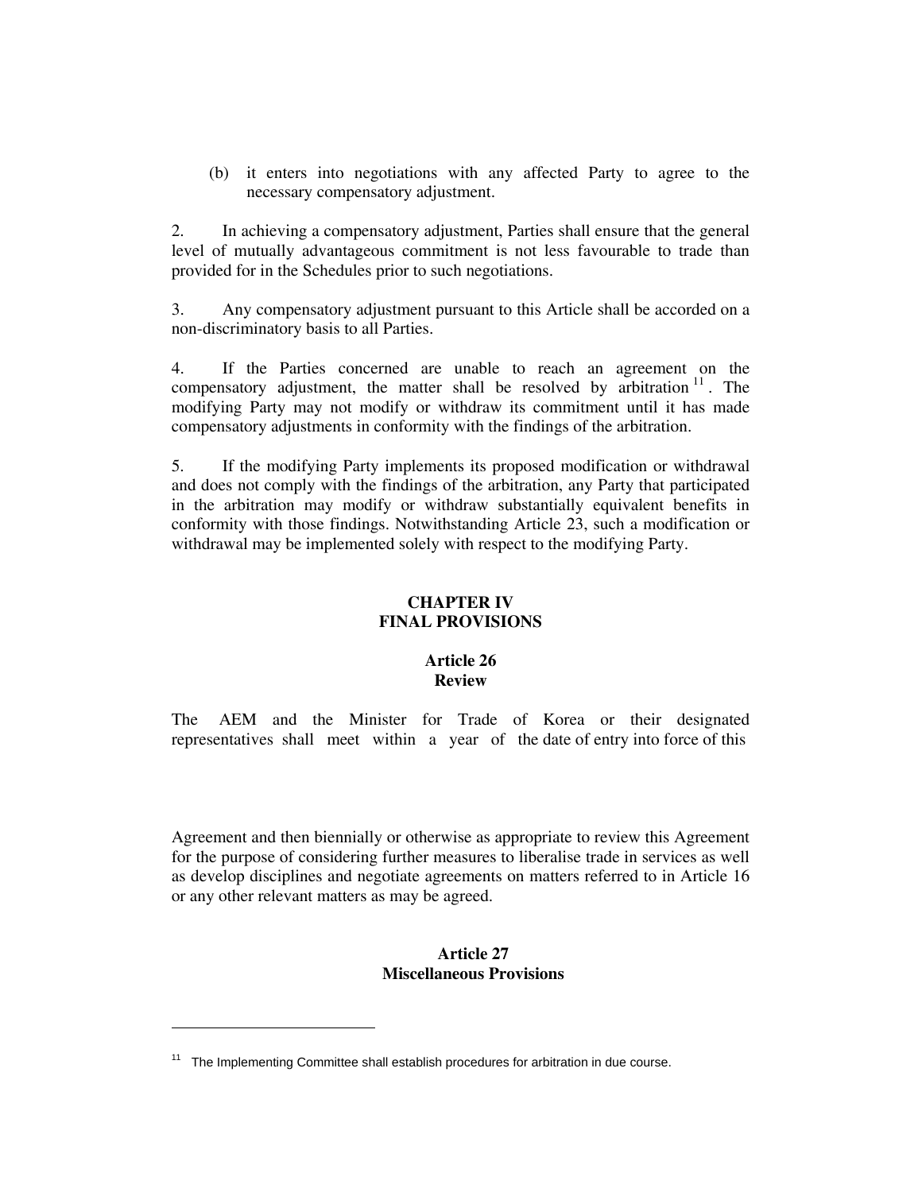(b) it enters into negotiations with any affected Party to agree to the necessary compensatory adjustment.

2. In achieving a compensatory adjustment, Parties shall ensure that the general level of mutually advantageous commitment is not less favourable to trade than provided for in the Schedules prior to such negotiations.

3. Any compensatory adjustment pursuant to this Article shall be accorded on a non-discriminatory basis to all Parties.

4. If the Parties concerned are unable to reach an agreement on the compensatory adjustment, the matter shall be resolved by arbitration[11]. The modifying Party may not modify or withdraw its commitment until it has made compensatory adjustments in conformity with the findings of the arbitration.

5. If the modifying Party implements its proposed modification or withdrawal and does not comply with the findings of the arbitration, any Party that participated in the arbitration may modify or withdraw substantially equivalent benefits in conformity with those findings. Notwithstanding Article 23, such a modification or withdrawal may be implemented solely with respect to the modifying Party.

## CHAPTER IV
## FINAL PROVISIONS

### Article 26
### Review

The AEM and the Minister for Trade of Korea or their designated representatives shall meet within a year of the date of entry into force of this Agreement and then biennially or otherwise as appropriate to review this Agreement for the purpose of considering further measures to liberalise trade in services as well as develop disciplines and negotiate agreements on matters referred to in Article 16 or any other relevant matters as may be agreed.

### Article 27
### Miscellaneous Provisions

[11] The Implementing Committee shall establish procedures for arbitration in due course.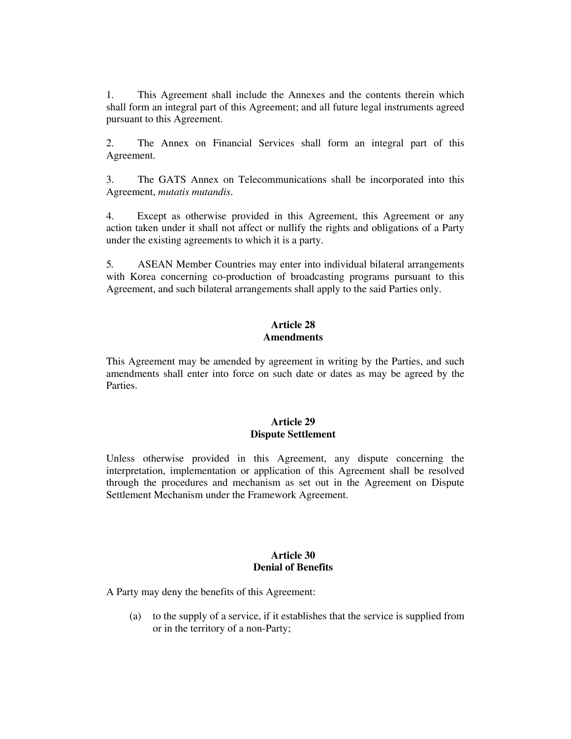1. This Agreement shall include the Annexes and the contents therein which shall form an integral part of this Agreement; and all future legal instruments agreed pursuant to this Agreement.

2. The Annex on Financial Services shall form an integral part of this Agreement.

3. The GATS Annex on Telecommunications shall be incorporated into this Agreement, *mutatis mutandis*.

4. Except as otherwise provided in this Agreement, this Agreement or any action taken under it shall not affect or nullify the rights and obligations of a Party under the existing agreements to which it is a party.

5. ASEAN Member Countries may enter into individual bilateral arrangements with Korea concerning co-production of broadcasting programs pursuant to this Agreement, and such bilateral arrangements shall apply to the said Parties only.

**Article 28**
**Amendments**

This Agreement may be amended by agreement in writing by the Parties, and such amendments shall enter into force on such date or dates as may be agreed by the Parties.

**Article 29**
**Dispute Settlement**

Unless otherwise provided in this Agreement, any dispute concerning the interpretation, implementation or application of this Agreement shall be resolved through the procedures and mechanism as set out in the Agreement on Dispute Settlement Mechanism under the Framework Agreement.

**Article 30**
**Denial of Benefits**

A Party may deny the benefits of this Agreement:

(a) to the supply of a service, if it establishes that the service is supplied from or in the territory of a non-Party;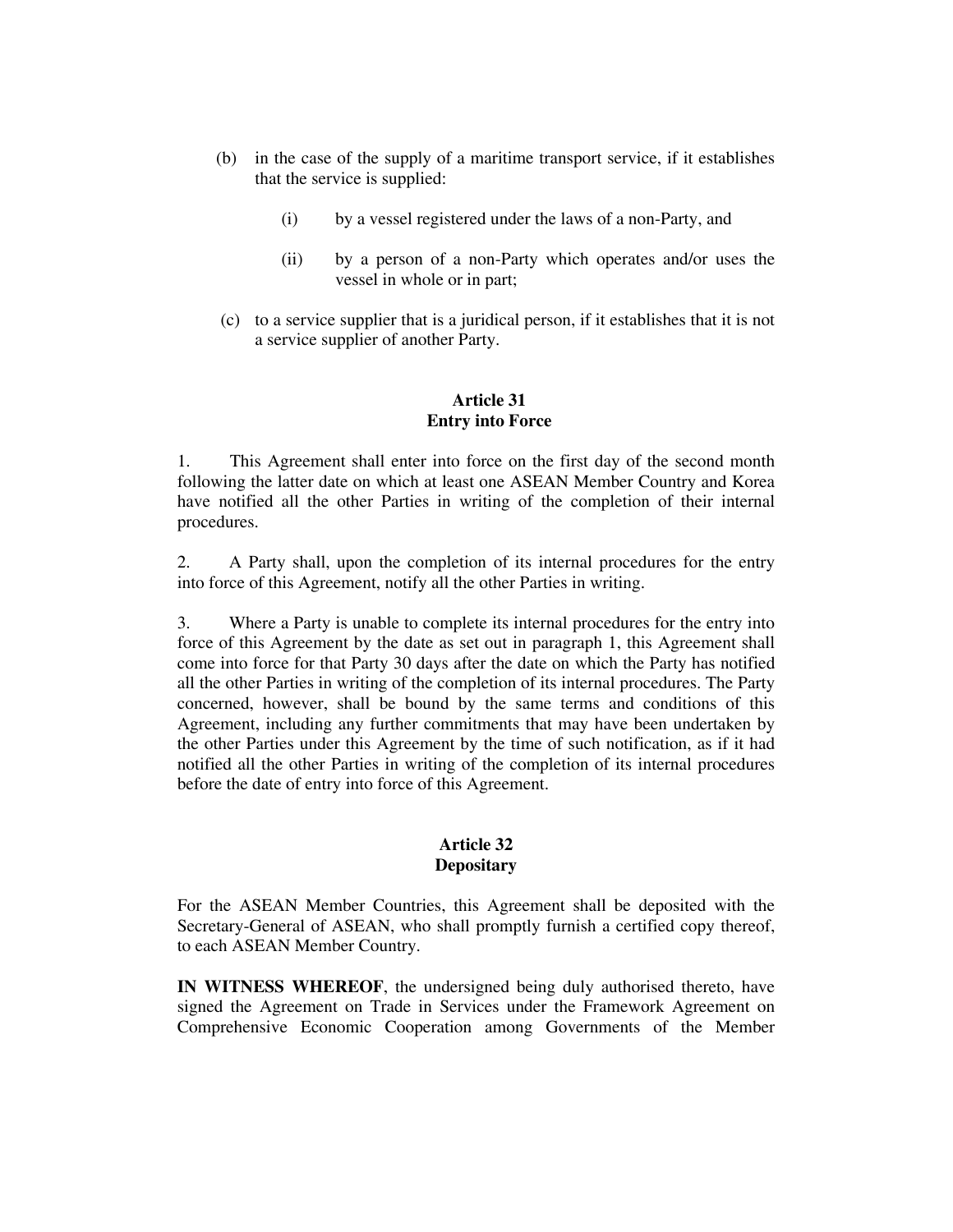(b) in the case of the supply of a maritime transport service, if it establishes that the service is supplied:

    (i) by a vessel registered under the laws of a non-Party, and

    (ii) by a person of a non-Party which operates and/or uses the vessel in whole or in part;

(c) to a service supplier that is a juridical person, if it establishes that it is not a service supplier of another Party.

**Article 31**
**Entry into Force**

1. This Agreement shall enter into force on the first day of the second month following the latter date on which at least one ASEAN Member Country and Korea have notified all the other Parties in writing of the completion of their internal procedures.

2. A Party shall, upon the completion of its internal procedures for the entry into force of this Agreement, notify all the other Parties in writing.

3. Where a Party is unable to complete its internal procedures for the entry into force of this Agreement by the date as set out in paragraph 1, this Agreement shall come into force for that Party 30 days after the date on which the Party has notified all the other Parties in writing of the completion of its internal procedures. The Party concerned, however, shall be bound by the same terms and conditions of this Agreement, including any further commitments that may have been undertaken by the other Parties under this Agreement by the time of such notification, as if it had notified all the other Parties in writing of the completion of its internal procedures before the date of entry into force of this Agreement.

**Article 32**
**Depositary**

For the ASEAN Member Countries, this Agreement shall be deposited with the Secretary-General of ASEAN, who shall promptly furnish a certified copy thereof, to each ASEAN Member Country.

**IN WITNESS WHEREOF**, the undersigned being duly authorised thereto, have signed the Agreement on Trade in Services under the Framework Agreement on Comprehensive Economic Cooperation among Governments of the Member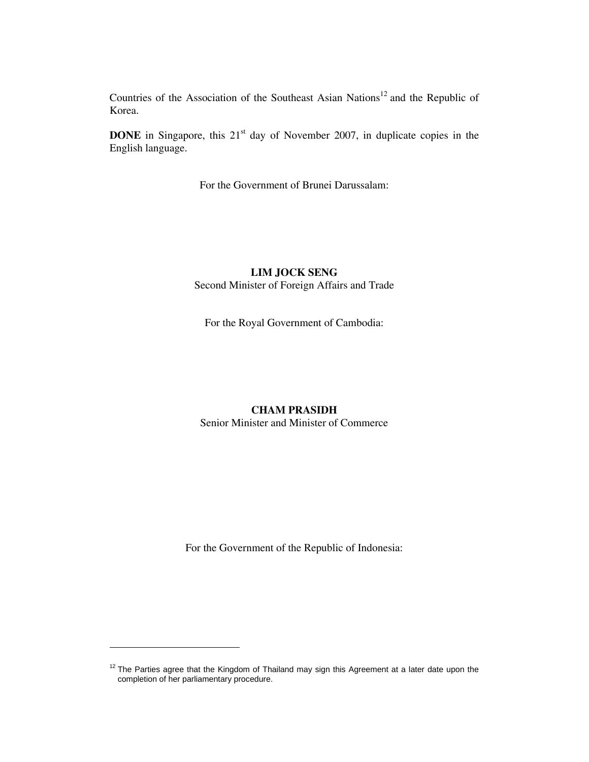Countries of the Association of the Southeast Asian Nations[12] and the Republic of Korea.

**DONE** in Singapore, this 21st day of November 2007, in duplicate copies in the English language.

For the Government of Brunei Darussalam:

**LIM JOCK SENG**
Second Minister of Foreign Affairs and Trade

For the Royal Government of Cambodia:

**CHAM PRASIDH**
Senior Minister and Minister of Commerce

For the Government of the Republic of Indonesia:

---

[12] The Parties agree that the Kingdom of Thailand may sign this Agreement at a later date upon the completion of her parliamentary procedure.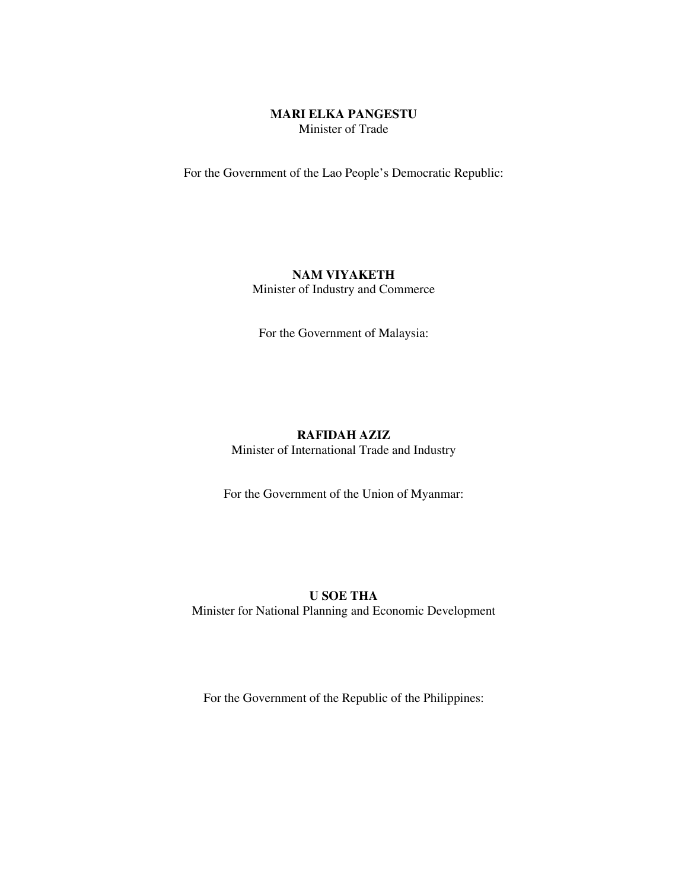**MARI ELKA PANGESTU**
Minister of Trade

For the Government of the Lao People's Democratic Republic:

**NAM VIYAKETH**
Minister of Industry and Commerce

For the Government of Malaysia:

**RAFIDAH AZIZ**
Minister of International Trade and Industry

For the Government of the Union of Myanmar:

**U SOE THA**
Minister for National Planning and Economic Development

For the Government of the Republic of the Philippines: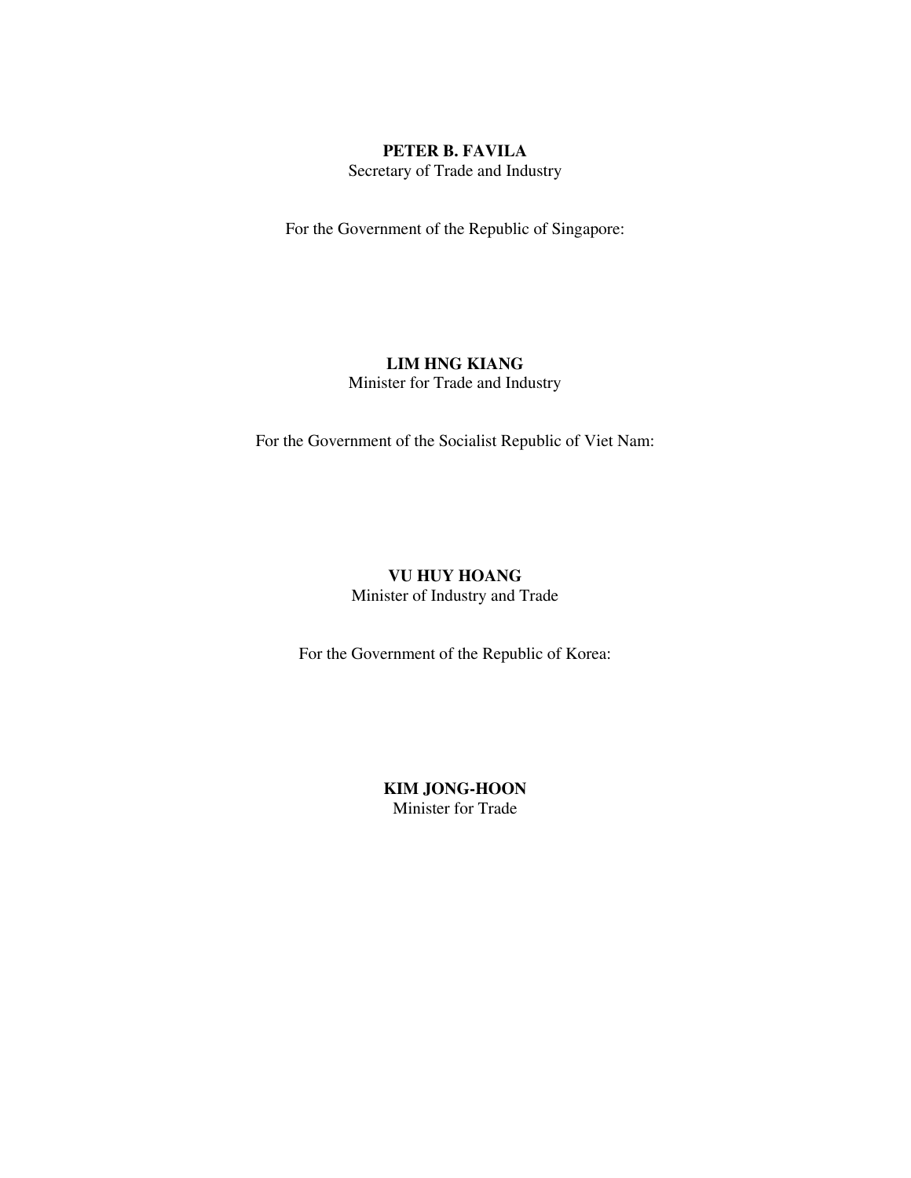**PETER B. FAVILA**
Secretary of Trade and Industry

For the Government of the Republic of Singapore:

**LIM HNG KIANG**
Minister for Trade and Industry

For the Government of the Socialist Republic of Viet Nam:

**VU HUY HOANG**
Minister of Industry and Trade

For the Government of the Republic of Korea:

**KIM JONG-HOON**
Minister for Trade